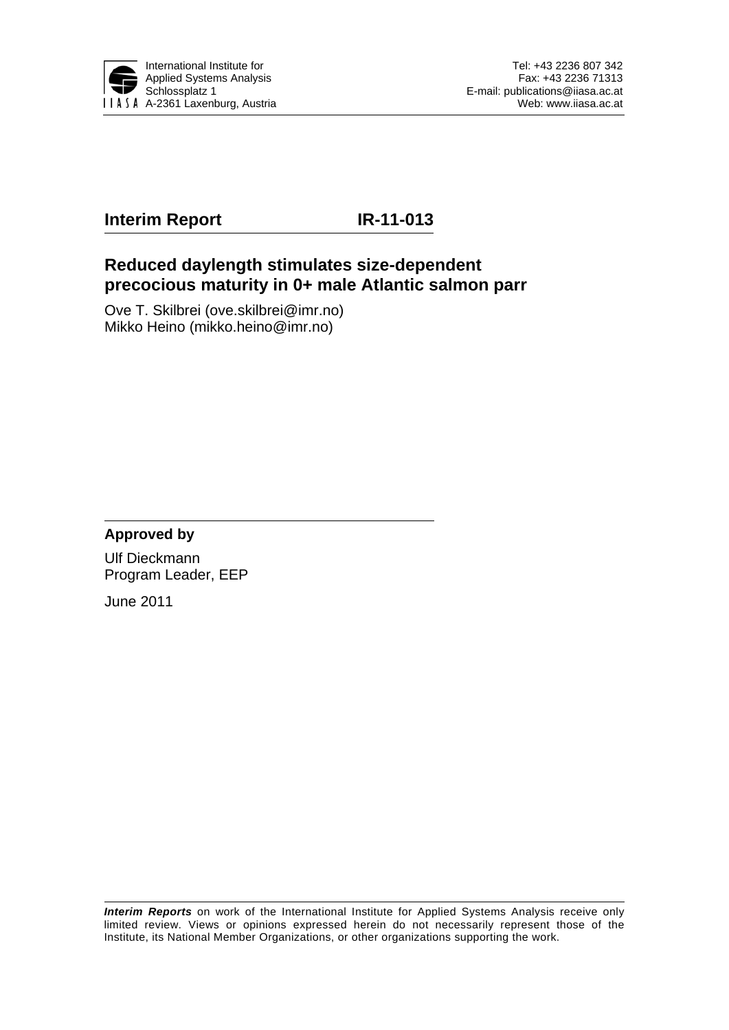International Institute for Applied Systems Analysis
Schlossplatz 1
A-2361 Laxenburg, Austria

Tel: +43 2236 807 342
Fax: +43 2236 71313
E-mail: publications@iiasa.ac.at
Web: www.iiasa.ac.at

**Interim Report** **IR-11-013**

# Reduced daylength stimulates size-dependent precocious maturity in 0+ male Atlantic salmon parr

Ove T. Skilbrei (ove.skilbrei@imr.no)
Mikko Heino (mikko.heino@imr.no)

**Approved by**

Ulf Dieckmann
Program Leader, EEP

June 2011

***Interim Reports*** on work of the International Institute for Applied Systems Analysis receive only limited review. Views or opinions expressed herein do not necessarily represent those of the Institute, its National Member Organizations, or other organizations supporting the work.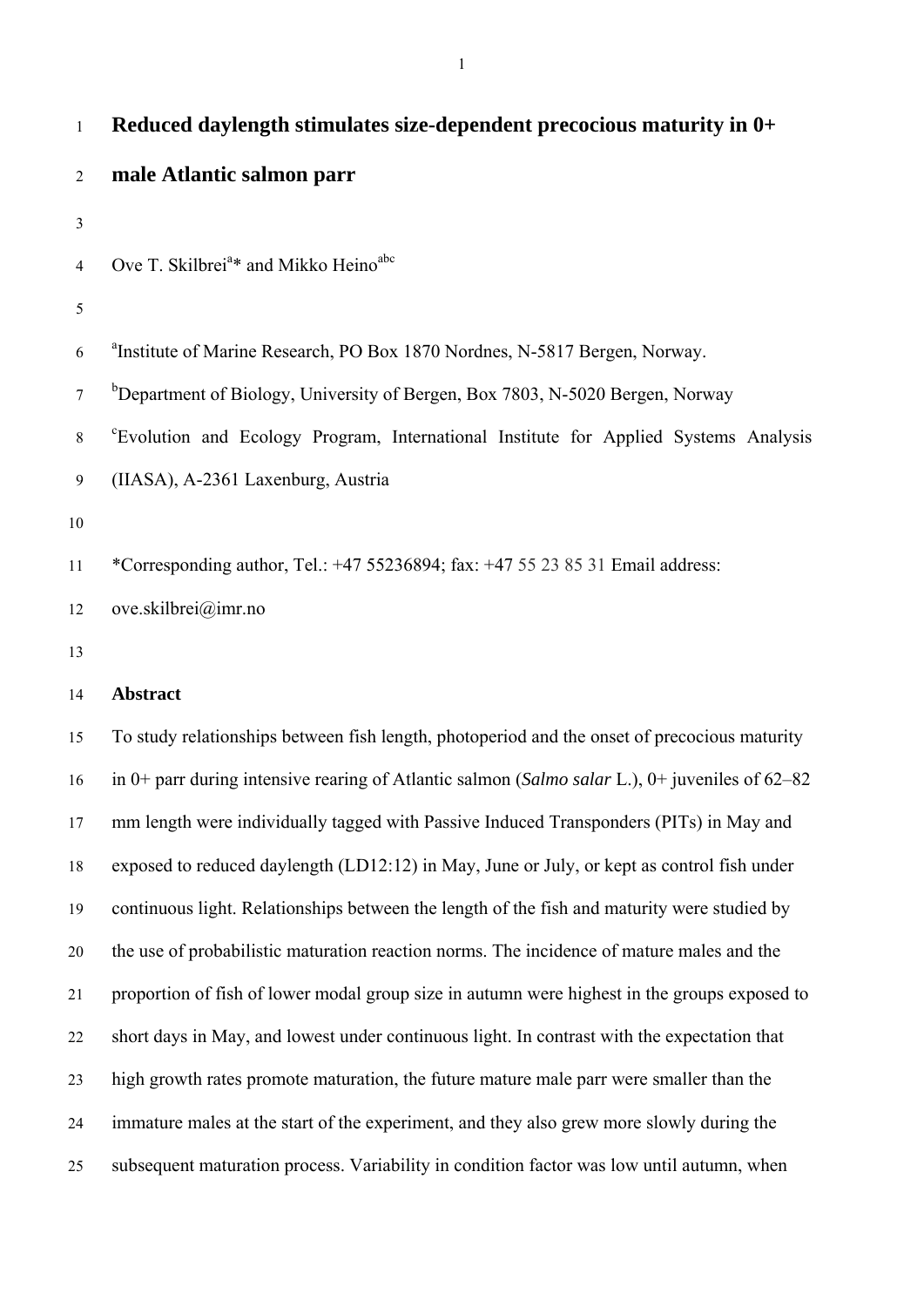# Reduced daylength stimulates size-dependent precocious maturity in 0+ male Atlantic salmon parr

Ove T. Skilbrei[a]* and Mikko Heino[abc]

[a]Institute of Marine Research, PO Box 1870 Nordnes, N-5817 Bergen, Norway.

[b]Department of Biology, University of Bergen, Box 7803, N-5020 Bergen, Norway

[c]Evolution and Ecology Program, International Institute for Applied Systems Analysis (IIASA), A-2361 Laxenburg, Austria

*Corresponding author, Tel.: +47 55236894; fax: +47 55 23 85 31 Email address: ove.skilbrei@imr.no

## Abstract

To study relationships between fish length, photoperiod and the onset of precocious maturity in 0+ parr during intensive rearing of Atlantic salmon (*Salmo salar* L.), 0+ juveniles of 62–82 mm length were individually tagged with Passive Induced Transponders (PITs) in May and exposed to reduced daylength (LD12:12) in May, June or July, or kept as control fish under continuous light. Relationships between the length of the fish and maturity were studied by the use of probabilistic maturation reaction norms. The incidence of mature males and the proportion of fish of lower modal group size in autumn were highest in the groups exposed to short days in May, and lowest under continuous light. In contrast with the expectation that high growth rates promote maturation, the future mature male parr were smaller than the immature males at the start of the experiment, and they also grew more slowly during the subsequent maturation process. Variability in condition factor was low until autumn, when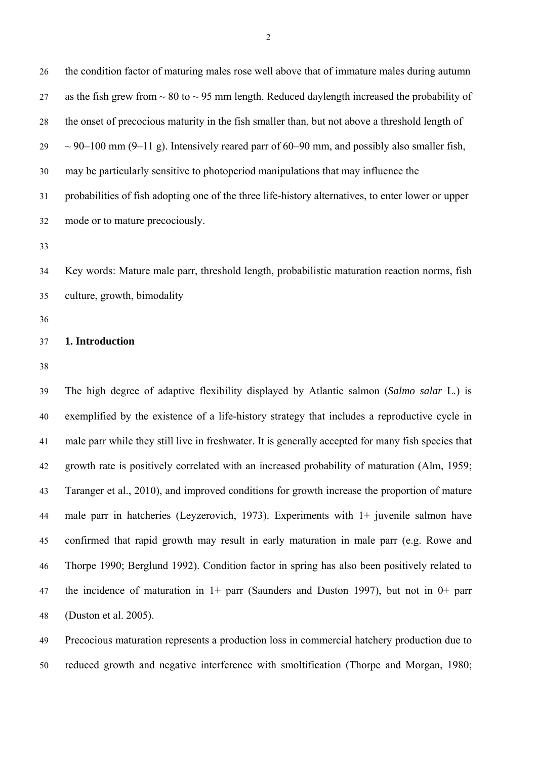the condition factor of maturing males rose well above that of immature males during autumn as the fish grew from ~ 80 to ~ 95 mm length. Reduced daylength increased the probability of the onset of precocious maturity in the fish smaller than, but not above a threshold length of ~ 90–100 mm (9–11 g). Intensively reared parr of 60–90 mm, and possibly also smaller fish, may be particularly sensitive to photoperiod manipulations that may influence the probabilities of fish adopting one of the three life-history alternatives, to enter lower or upper mode or to mature precociously.

Key words: Mature male parr, threshold length, probabilistic maturation reaction norms, fish culture, growth, bimodality

## 1. Introduction

The high degree of adaptive flexibility displayed by Atlantic salmon (*Salmo salar* L.) is exemplified by the existence of a life-history strategy that includes a reproductive cycle in male parr while they still live in freshwater. It is generally accepted for many fish species that growth rate is positively correlated with an increased probability of maturation (Alm, 1959; Taranger et al., 2010), and improved conditions for growth increase the proportion of mature male parr in hatcheries (Leyzerovich, 1973). Experiments with 1+ juvenile salmon have confirmed that rapid growth may result in early maturation in male parr (e.g. Rowe and Thorpe 1990; Berglund 1992). Condition factor in spring has also been positively related to the incidence of maturation in 1+ parr (Saunders and Duston 1997), but not in 0+ parr (Duston et al. 2005).

Precocious maturation represents a production loss in commercial hatchery production due to reduced growth and negative interference with smoltification (Thorpe and Morgan, 1980;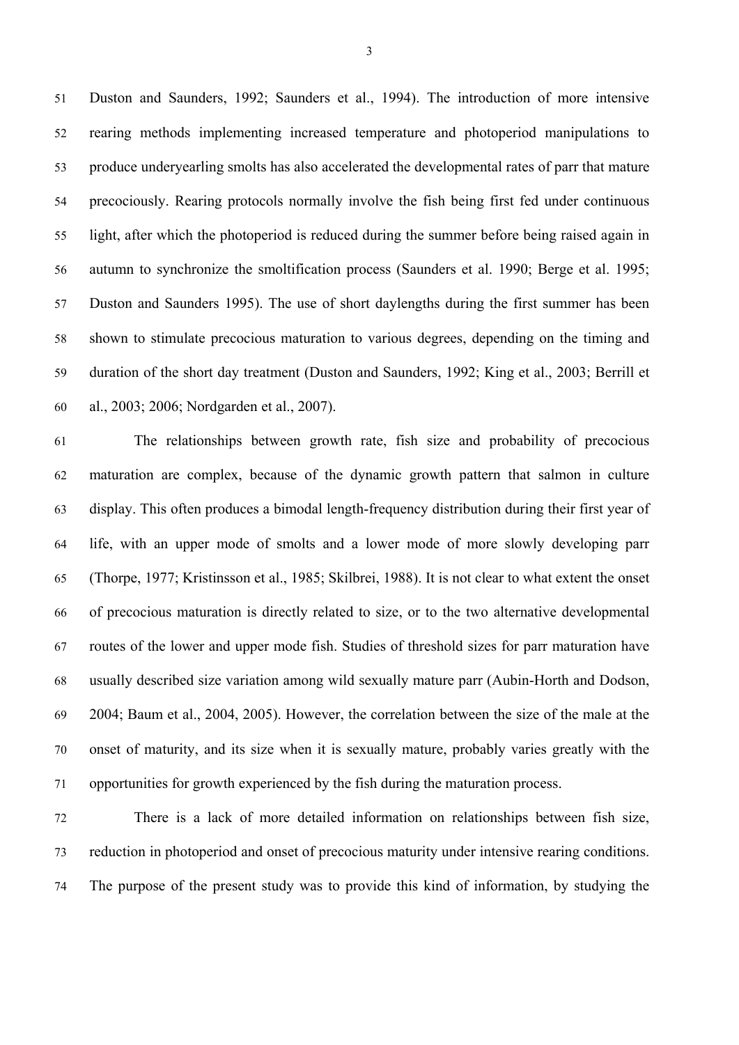Duston and Saunders, 1992; Saunders et al., 1994). The introduction of more intensive rearing methods implementing increased temperature and photoperiod manipulations to produce underyearling smolts has also accelerated the developmental rates of parr that mature precociously. Rearing protocols normally involve the fish being first fed under continuous light, after which the photoperiod is reduced during the summer before being raised again in autumn to synchronize the smoltification process (Saunders et al. 1990; Berge et al. 1995; Duston and Saunders 1995). The use of short daylengths during the first summer has been shown to stimulate precocious maturation to various degrees, depending on the timing and duration of the short day treatment (Duston and Saunders, 1992; King et al., 2003; Berrill et al., 2003; 2006; Nordgarden et al., 2007).

The relationships between growth rate, fish size and probability of precocious maturation are complex, because of the dynamic growth pattern that salmon in culture display. This often produces a bimodal length-frequency distribution during their first year of life, with an upper mode of smolts and a lower mode of more slowly developing parr (Thorpe, 1977; Kristinsson et al., 1985; Skilbrei, 1988). It is not clear to what extent the onset of precocious maturation is directly related to size, or to the two alternative developmental routes of the lower and upper mode fish. Studies of threshold sizes for parr maturation have usually described size variation among wild sexually mature parr (Aubin-Horth and Dodson, 2004; Baum et al., 2004, 2005). However, the correlation between the size of the male at the onset of maturity, and its size when it is sexually mature, probably varies greatly with the opportunities for growth experienced by the fish during the maturation process.

There is a lack of more detailed information on relationships between fish size, reduction in photoperiod and onset of precocious maturity under intensive rearing conditions. The purpose of the present study was to provide this kind of information, by studying the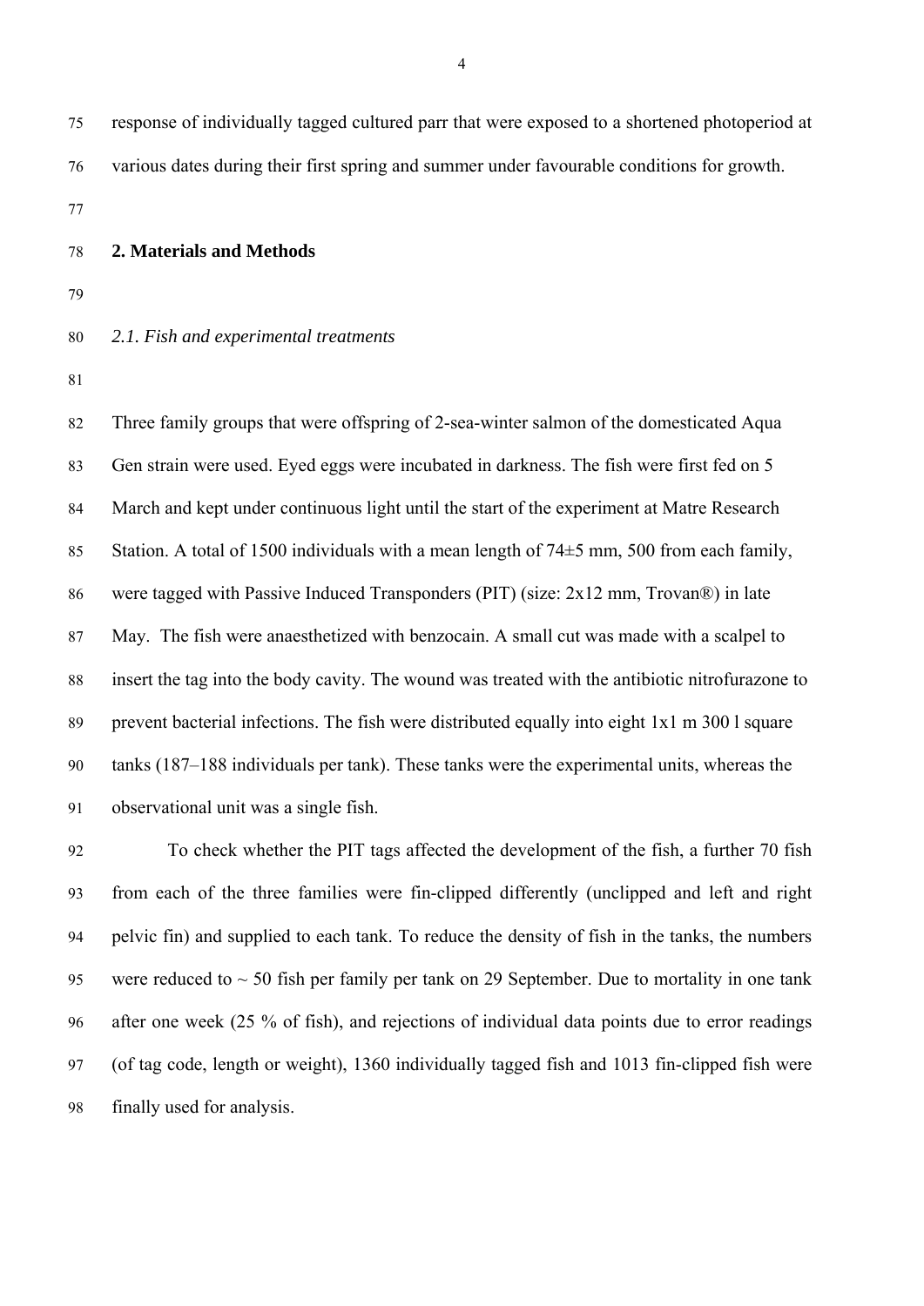response of individually tagged cultured parr that were exposed to a shortened photoperiod at various dates during their first spring and summer under favourable conditions for growth.

## 2. Materials and Methods

### *2.1. Fish and experimental treatments*

Three family groups that were offspring of 2-sea-winter salmon of the domesticated Aqua Gen strain were used. Eyed eggs were incubated in darkness. The fish were first fed on 5 March and kept under continuous light until the start of the experiment at Matre Research Station. A total of 1500 individuals with a mean length of 74±5 mm, 500 from each family, were tagged with Passive Induced Transponders (PIT) (size: 2x12 mm, Trovan®) in late May. The fish were anaesthetized with benzocain. A small cut was made with a scalpel to insert the tag into the body cavity. The wound was treated with the antibiotic nitrofurazone to prevent bacterial infections. The fish were distributed equally into eight 1x1 m 300 l square tanks (187–188 individuals per tank). These tanks were the experimental units, whereas the observational unit was a single fish.

To check whether the PIT tags affected the development of the fish, a further 70 fish from each of the three families were fin-clipped differently (unclipped and left and right pelvic fin) and supplied to each tank. To reduce the density of fish in the tanks, the numbers were reduced to ~ 50 fish per family per tank on 29 September. Due to mortality in one tank after one week (25 % of fish), and rejections of individual data points due to error readings (of tag code, length or weight), 1360 individually tagged fish and 1013 fin-clipped fish were finally used for analysis.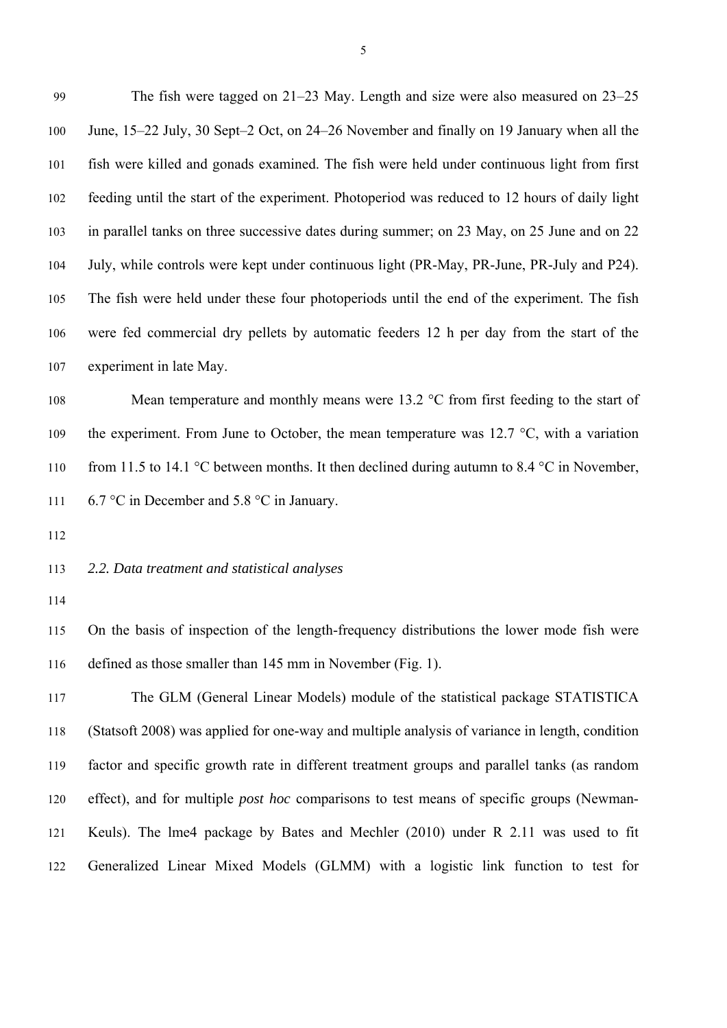The fish were tagged on 21–23 May. Length and size were also measured on 23–25 June, 15–22 July, 30 Sept–2 Oct, on 24–26 November and finally on 19 January when all the fish were killed and gonads examined. The fish were held under continuous light from first feeding until the start of the experiment. Photoperiod was reduced to 12 hours of daily light in parallel tanks on three successive dates during summer; on 23 May, on 25 June and on 22 July, while controls were kept under continuous light (PR-May, PR-June, PR-July and P24). The fish were held under these four photoperiods until the end of the experiment. The fish were fed commercial dry pellets by automatic feeders 12 h per day from the start of the experiment in late May.

Mean temperature and monthly means were 13.2 °C from first feeding to the start of the experiment. From June to October, the mean temperature was 12.7 °C, with a variation from 11.5 to 14.1 °C between months. It then declined during autumn to 8.4 °C in November, 6.7 °C in December and 5.8 °C in January.

*2.2. Data treatment and statistical analyses*

On the basis of inspection of the length-frequency distributions the lower mode fish were defined as those smaller than 145 mm in November (Fig. 1).

The GLM (General Linear Models) module of the statistical package STATISTICA (Statsoft 2008) was applied for one-way and multiple analysis of variance in length, condition factor and specific growth rate in different treatment groups and parallel tanks (as random effect), and for multiple *post hoc* comparisons to test means of specific groups (Newman-Keuls). The lme4 package by Bates and Mechler (2010) under R 2.11 was used to fit Generalized Linear Mixed Models (GLMM) with a logistic link function to test for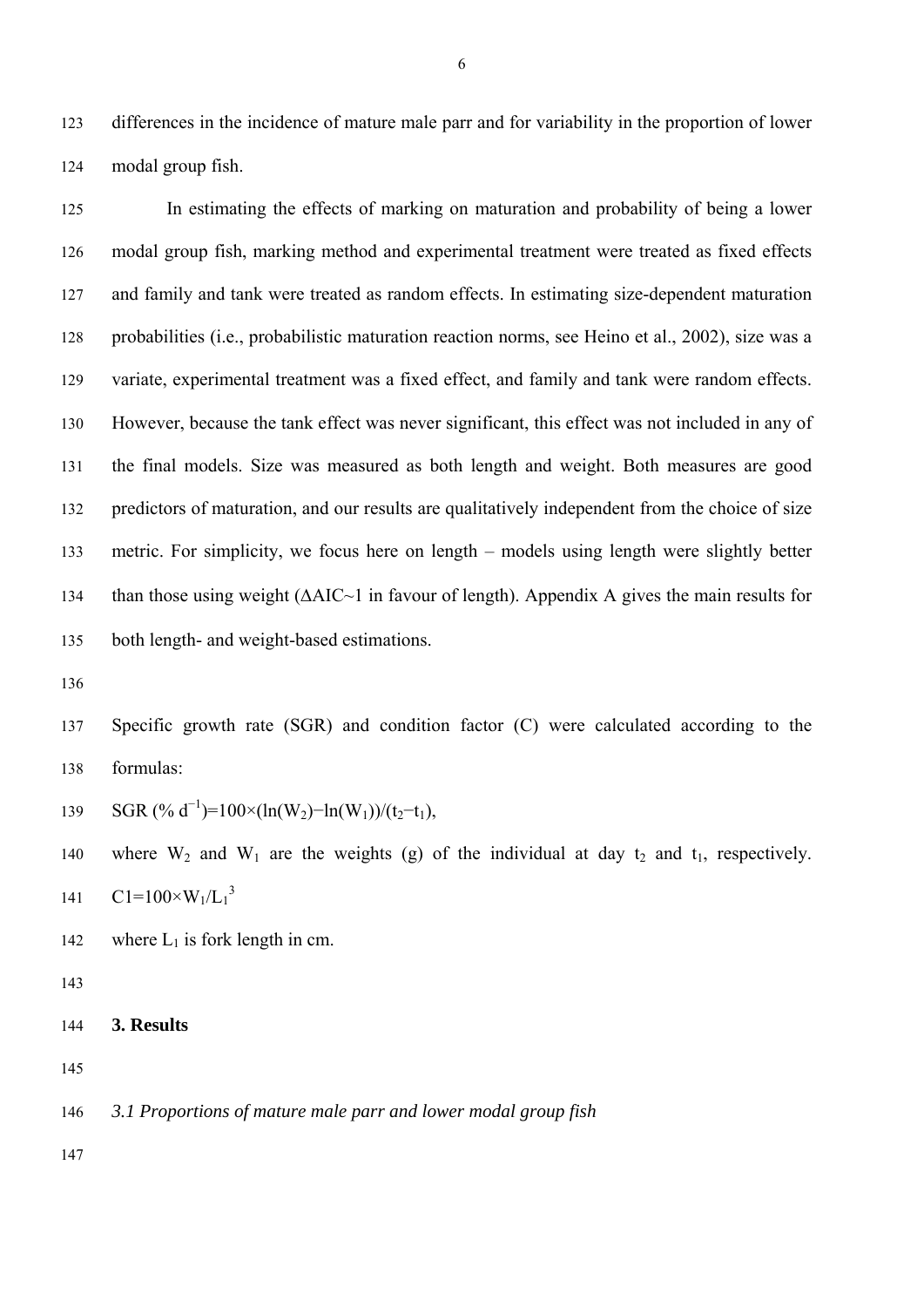differences in the incidence of mature male parr and for variability in the proportion of lower modal group fish.

In estimating the effects of marking on maturation and probability of being a lower modal group fish, marking method and experimental treatment were treated as fixed effects and family and tank were treated as random effects. In estimating size-dependent maturation probabilities (i.e., probabilistic maturation reaction norms, see Heino et al., 2002), size was a variate, experimental treatment was a fixed effect, and family and tank were random effects. However, because the tank effect was never significant, this effect was not included in any of the final models. Size was measured as both length and weight. Both measures are good predictors of maturation, and our results are qualitatively independent from the choice of size metric. For simplicity, we focus here on length – models using length were slightly better than those using weight ($\Delta$AIC~1 in favour of length). Appendix A gives the main results for both length- and weight-based estimations.

Specific growth rate (SGR) and condition factor (C) were calculated according to the formulas:

$$\text{SGR } (\%\ d^{-1}) = 100 \times (\ln(W_2) - \ln(W_1))/(t_2 - t_1),$$

where $W_2$ and $W_1$ are the weights (g) of the individual at day $t_2$ and $t_1$, respectively.

$$C1 = 100 \times W_1/L_1^3$$

where $L_1$ is fork length in cm.

## 3. Results

### *3.1 Proportions of mature male parr and lower modal group fish*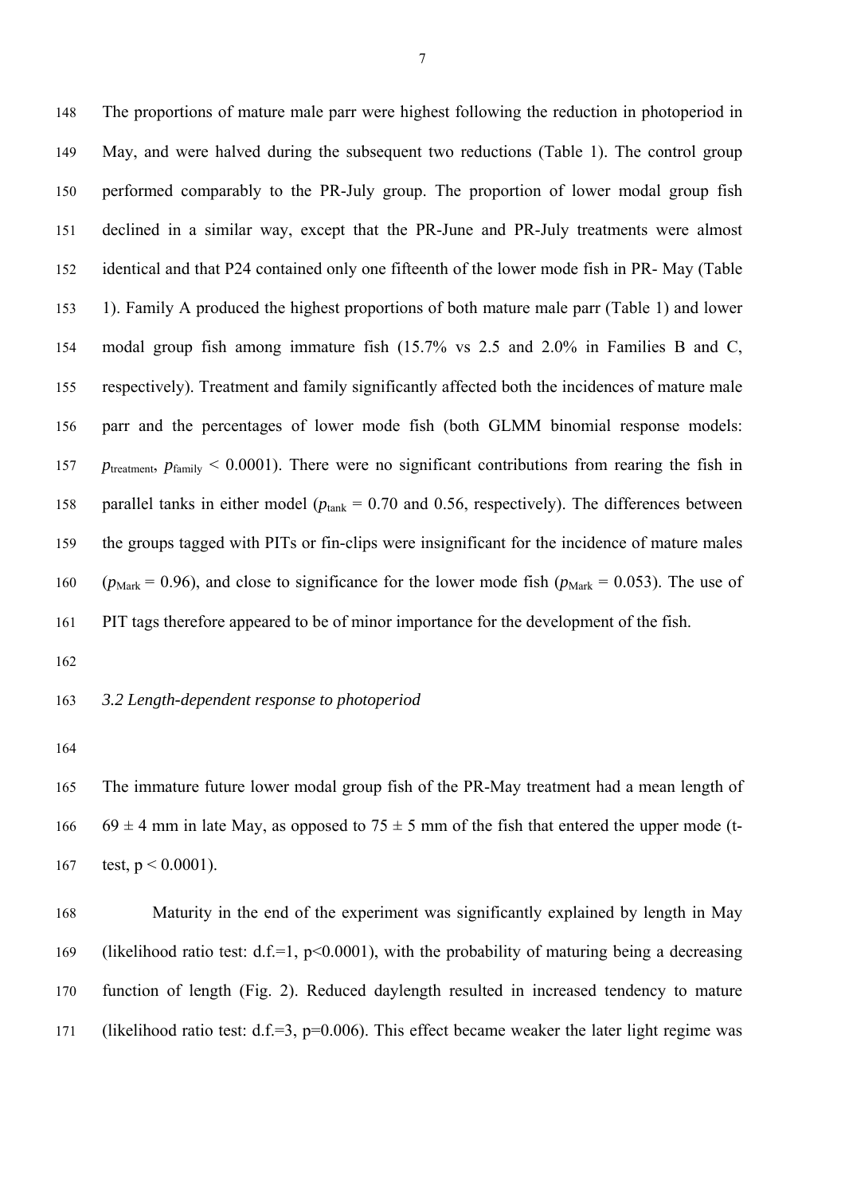The proportions of mature male parr were highest following the reduction in photoperiod in May, and were halved during the subsequent two reductions (Table 1). The control group performed comparably to the PR-July group. The proportion of lower modal group fish declined in a similar way, except that the PR-June and PR-July treatments were almost identical and that P24 contained only one fifteenth of the lower mode fish in PR- May (Table 1). Family A produced the highest proportions of both mature male parr (Table 1) and lower modal group fish among immature fish (15.7% vs 2.5 and 2.0% in Families B and C, respectively). Treatment and family significantly affected both the incidences of mature male parr and the percentages of lower mode fish (both GLMM binomial response models: $p_{\text{treatment}}$, $p_{\text{family}} < 0.0001$). There were no significant contributions from rearing the fish in parallel tanks in either model ($p_{\text{tank}} = 0.70$ and 0.56, respectively). The differences between the groups tagged with PITs or fin-clips were insignificant for the incidence of mature males ($p_{\text{Mark}} = 0.96$), and close to significance for the lower mode fish ($p_{\text{Mark}} = 0.053$). The use of PIT tags therefore appeared to be of minor importance for the development of the fish.

### *3.2 Length-dependent response to photoperiod*

The immature future lower modal group fish of the PR-May treatment had a mean length of $69 \pm 4$ mm in late May, as opposed to $75 \pm 5$ mm of the fish that entered the upper mode (t-test, $p < 0.0001$).

Maturity in the end of the experiment was significantly explained by length in May (likelihood ratio test: d.f.=1, $p<0.0001$), with the probability of maturing being a decreasing function of length (Fig. 2). Reduced daylength resulted in increased tendency to mature (likelihood ratio test: d.f.=3, $p=0.006$). This effect became weaker the later light regime was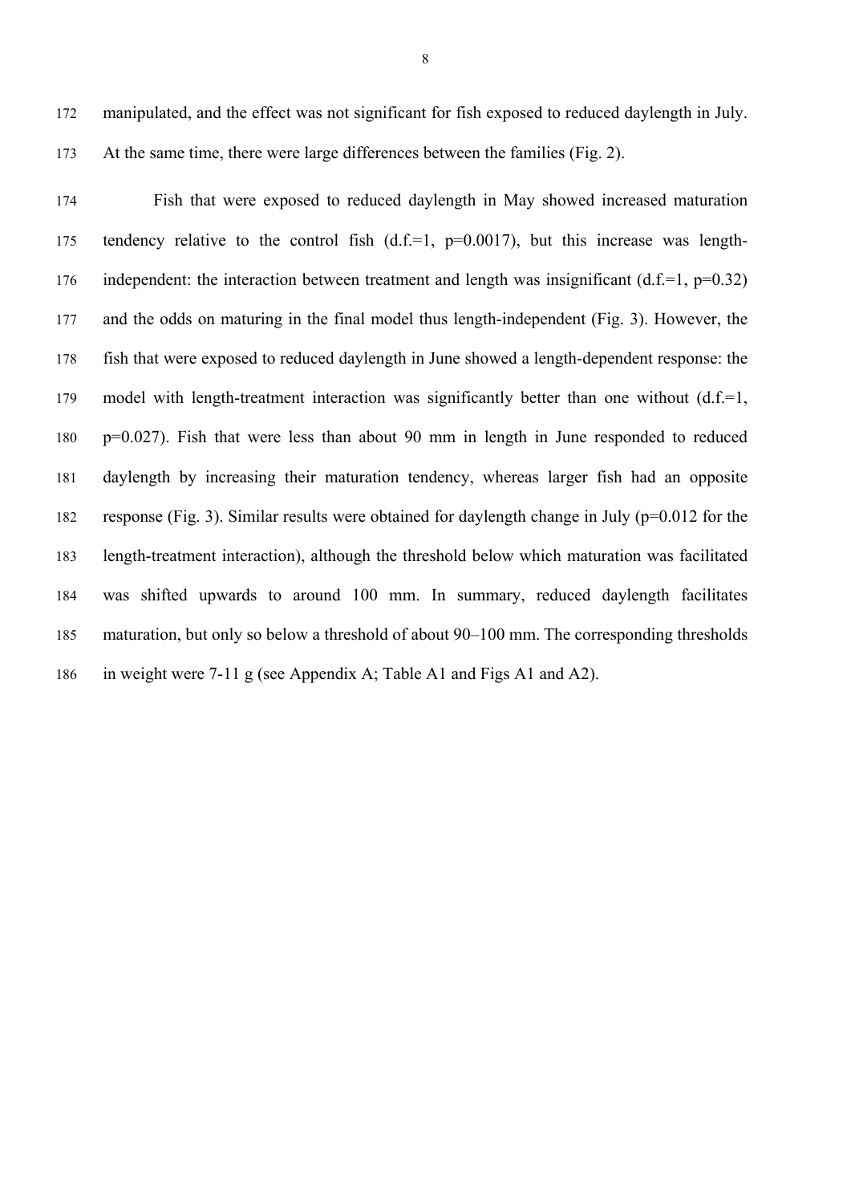manipulated, and the effect was not significant for fish exposed to reduced daylength in July. At the same time, there were large differences between the families (Fig. 2).

Fish that were exposed to reduced daylength in May showed increased maturation tendency relative to the control fish (d.f.=1, $p=0.0017$), but this increase was length-independent: the interaction between treatment and length was insignificant (d.f.=1, $p=0.32$) and the odds on maturing in the final model thus length-independent (Fig. 3). However, the fish that were exposed to reduced daylength in June showed a length-dependent response: the model with length-treatment interaction was significantly better than one without (d.f.=1, $p=0.027$). Fish that were less than about 90 mm in length in June responded to reduced daylength by increasing their maturation tendency, whereas larger fish had an opposite response (Fig. 3). Similar results were obtained for daylength change in July ($p=0.012$ for the length-treatment interaction), although the threshold below which maturation was facilitated was shifted upwards to around 100 mm. In summary, reduced daylength facilitates maturation, but only so below a threshold of about 90–100 mm. The corresponding thresholds in weight were 7-11 g (see Appendix A; Table A1 and Figs A1 and A2).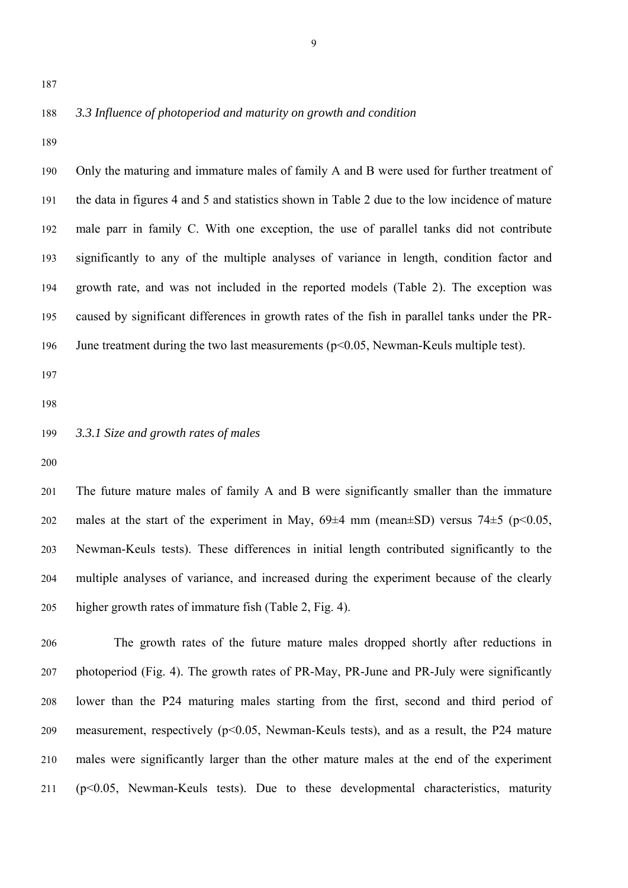### *3.3 Influence of photoperiod and maturity on growth and condition*

Only the maturing and immature males of family A and B were used for further treatment of the data in figures 4 and 5 and statistics shown in Table 2 due to the low incidence of mature male parr in family C. With one exception, the use of parallel tanks did not contribute significantly to any of the multiple analyses of variance in length, condition factor and growth rate, and was not included in the reported models (Table 2). The exception was caused by significant differences in growth rates of the fish in parallel tanks under the PR-June treatment during the two last measurements ($p<0.05$, Newman-Keuls multiple test).

#### *3.3.1 Size and growth rates of males*

The future mature males of family A and B were significantly smaller than the immature males at the start of the experiment in May, 69±4 mm (mean±SD) versus 74±5 ($p<0.05$, Newman-Keuls tests). These differences in initial length contributed significantly to the multiple analyses of variance, and increased during the experiment because of the clearly higher growth rates of immature fish (Table 2, Fig. 4).

The growth rates of the future mature males dropped shortly after reductions in photoperiod (Fig. 4). The growth rates of PR-May, PR-June and PR-July were significantly lower than the P24 maturing males starting from the first, second and third period of measurement, respectively ($p<0.05$, Newman-Keuls tests), and as a result, the P24 mature males were significantly larger than the other mature males at the end of the experiment ($p<0.05$, Newman-Keuls tests). Due to these developmental characteristics, maturity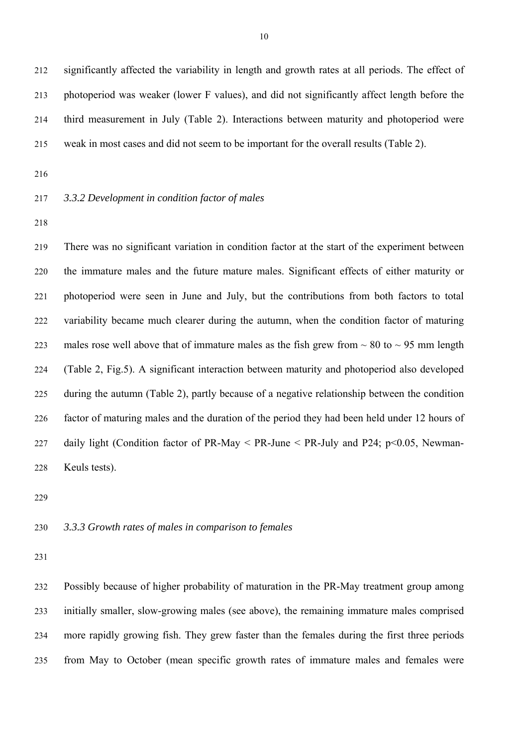significantly affected the variability in length and growth rates at all periods. The effect of photoperiod was weaker (lower F values), and did not significantly affect length before the third measurement in July (Table 2). Interactions between maturity and photoperiod were weak in most cases and did not seem to be important for the overall results (Table 2).

### *3.3.2 Development in condition factor of males*

There was no significant variation in condition factor at the start of the experiment between the immature males and the future mature males. Significant effects of either maturity or photoperiod were seen in June and July, but the contributions from both factors to total variability became much clearer during the autumn, when the condition factor of maturing males rose well above that of immature males as the fish grew from ~ 80 to ~ 95 mm length (Table 2, Fig.5). A significant interaction between maturity and photoperiod also developed during the autumn (Table 2), partly because of a negative relationship between the condition factor of maturing males and the duration of the period they had been held under 12 hours of daily light (Condition factor of PR-May < PR-June < PR-July and P24; $p<0.05$, Newman-Keuls tests).

### *3.3.3 Growth rates of males in comparison to females*

Possibly because of higher probability of maturation in the PR-May treatment group among initially smaller, slow-growing males (see above), the remaining immature males comprised more rapidly growing fish. They grew faster than the females during the first three periods from May to October (mean specific growth rates of immature males and females were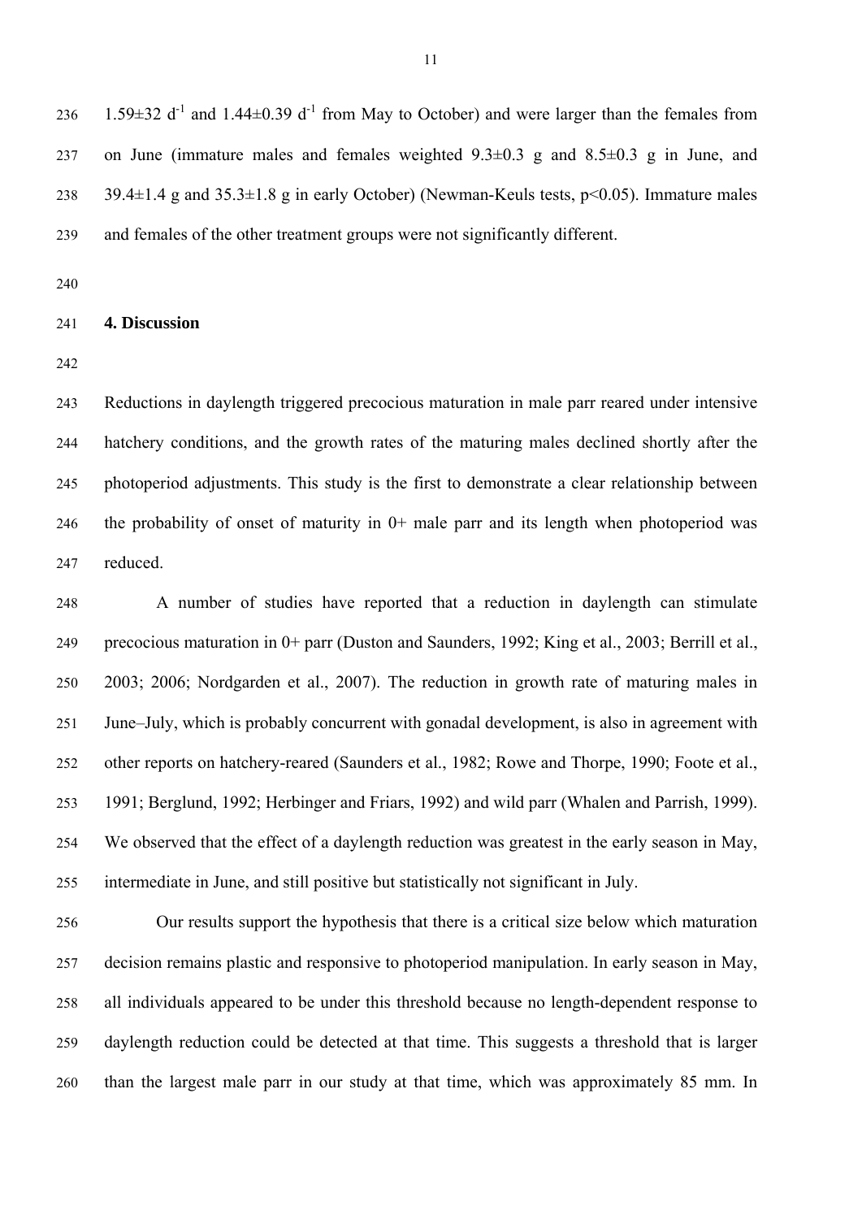1.59±32 $d^{-1}$ and 1.44±0.39 $d^{-1}$ from May to October) and were larger than the females from on June (immature males and females weighted 9.3±0.3 g and 8.5±0.3 g in June, and 39.4±1.4 g and 35.3±1.8 g in early October) (Newman-Keuls tests, $p<0.05$). Immature males and females of the other treatment groups were not significantly different.

## 4. Discussion

Reductions in daylength triggered precocious maturation in male parr reared under intensive hatchery conditions, and the growth rates of the maturing males declined shortly after the photoperiod adjustments. This study is the first to demonstrate a clear relationship between the probability of onset of maturity in 0+ male parr and its length when photoperiod was reduced.

A number of studies have reported that a reduction in daylength can stimulate precocious maturation in 0+ parr (Duston and Saunders, 1992; King et al., 2003; Berrill et al., 2003; 2006; Nordgarden et al., 2007). The reduction in growth rate of maturing males in June–July, which is probably concurrent with gonadal development, is also in agreement with other reports on hatchery-reared (Saunders et al., 1982; Rowe and Thorpe, 1990; Foote et al., 1991; Berglund, 1992; Herbinger and Friars, 1992) and wild parr (Whalen and Parrish, 1999). We observed that the effect of a daylength reduction was greatest in the early season in May, intermediate in June, and still positive but statistically not significant in July.

Our results support the hypothesis that there is a critical size below which maturation decision remains plastic and responsive to photoperiod manipulation. In early season in May, all individuals appeared to be under this threshold because no length-dependent response to daylength reduction could be detected at that time. This suggests a threshold that is larger than the largest male parr in our study at that time, which was approximately 85 mm. In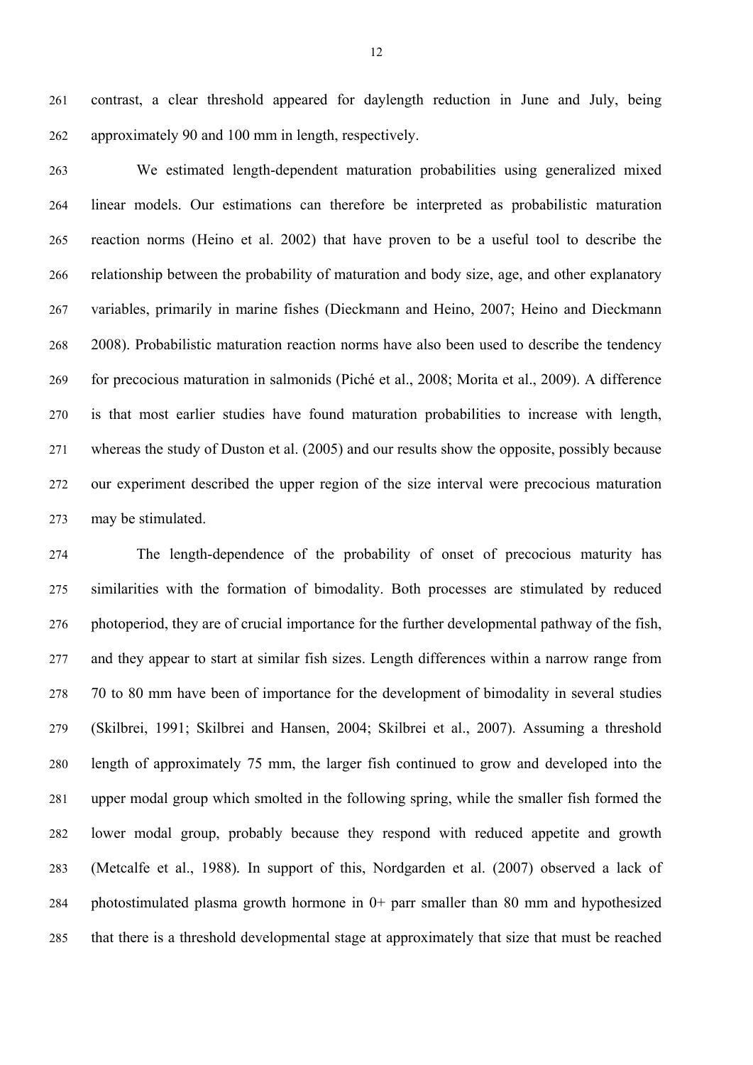contrast, a clear threshold appeared for daylength reduction in June and July, being approximately 90 and 100 mm in length, respectively.

We estimated length-dependent maturation probabilities using generalized mixed linear models. Our estimations can therefore be interpreted as probabilistic maturation reaction norms (Heino et al. 2002) that have proven to be a useful tool to describe the relationship between the probability of maturation and body size, age, and other explanatory variables, primarily in marine fishes (Dieckmann and Heino, 2007; Heino and Dieckmann 2008). Probabilistic maturation reaction norms have also been used to describe the tendency for precocious maturation in salmonids (Piché et al., 2008; Morita et al., 2009). A difference is that most earlier studies have found maturation probabilities to increase with length, whereas the study of Duston et al. (2005) and our results show the opposite, possibly because our experiment described the upper region of the size interval were precocious maturation may be stimulated.

The length-dependence of the probability of onset of precocious maturity has similarities with the formation of bimodality. Both processes are stimulated by reduced photoperiod, they are of crucial importance for the further developmental pathway of the fish, and they appear to start at similar fish sizes. Length differences within a narrow range from 70 to 80 mm have been of importance for the development of bimodality in several studies (Skilbrei, 1991; Skilbrei and Hansen, 2004; Skilbrei et al., 2007). Assuming a threshold length of approximately 75 mm, the larger fish continued to grow and developed into the upper modal group which smolted in the following spring, while the smaller fish formed the lower modal group, probably because they respond with reduced appetite and growth (Metcalfe et al., 1988). In support of this, Nordgarden et al. (2007) observed a lack of photostimulated plasma growth hormone in 0+ parr smaller than 80 mm and hypothesized that there is a threshold developmental stage at approximately that size that must be reached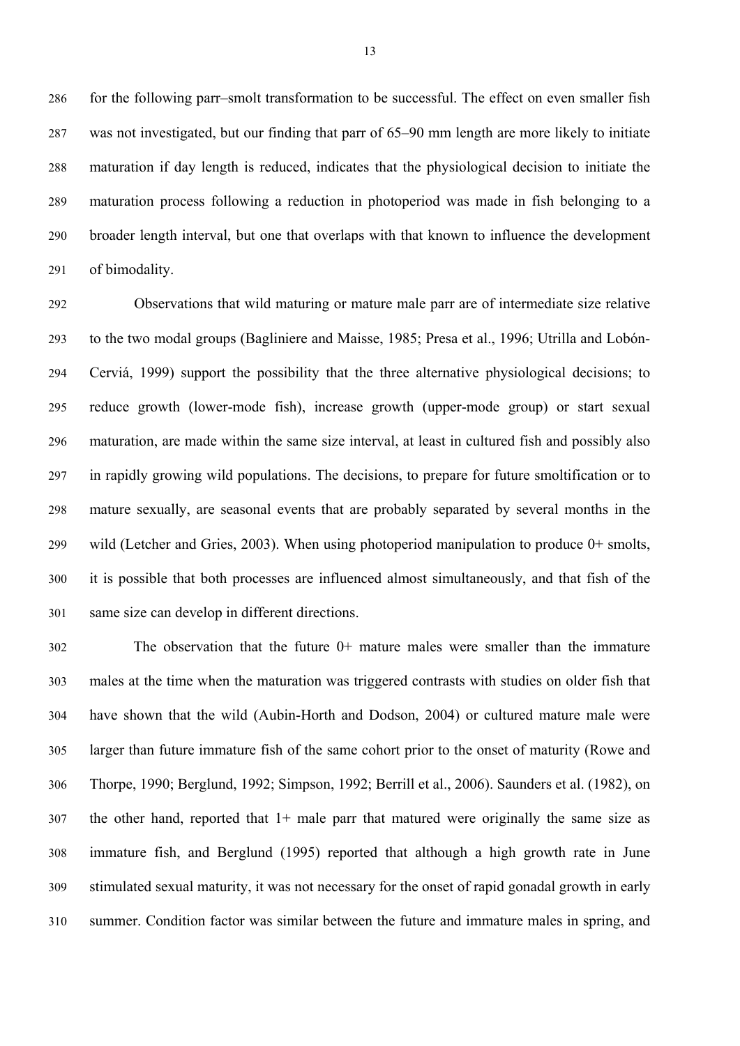for the following parr–smolt transformation to be successful. The effect on even smaller fish was not investigated, but our finding that parr of 65–90 mm length are more likely to initiate maturation if day length is reduced, indicates that the physiological decision to initiate the maturation process following a reduction in photoperiod was made in fish belonging to a broader length interval, but one that overlaps with that known to influence the development of bimodality.

Observations that wild maturing or mature male parr are of intermediate size relative to the two modal groups (Bagliniere and Maisse, 1985; Presa et al., 1996; Utrilla and Lobón-Cerviá, 1999) support the possibility that the three alternative physiological decisions; to reduce growth (lower-mode fish), increase growth (upper-mode group) or start sexual maturation, are made within the same size interval, at least in cultured fish and possibly also in rapidly growing wild populations. The decisions, to prepare for future smoltification or to mature sexually, are seasonal events that are probably separated by several months in the wild (Letcher and Gries, 2003). When using photoperiod manipulation to produce 0+ smolts, it is possible that both processes are influenced almost simultaneously, and that fish of the same size can develop in different directions.

The observation that the future 0+ mature males were smaller than the immature males at the time when the maturation was triggered contrasts with studies on older fish that have shown that the wild (Aubin-Horth and Dodson, 2004) or cultured mature male were larger than future immature fish of the same cohort prior to the onset of maturity (Rowe and Thorpe, 1990; Berglund, 1992; Simpson, 1992; Berrill et al., 2006). Saunders et al. (1982), on the other hand, reported that 1+ male parr that matured were originally the same size as immature fish, and Berglund (1995) reported that although a high growth rate in June stimulated sexual maturity, it was not necessary for the onset of rapid gonadal growth in early summer. Condition factor was similar between the future and immature males in spring, and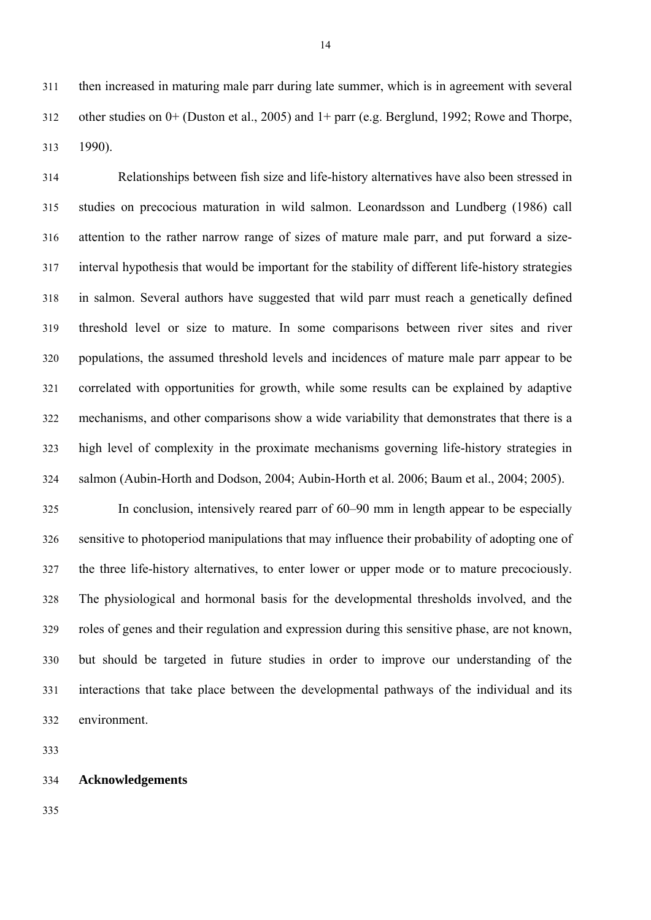then increased in maturing male parr during late summer, which is in agreement with several other studies on 0+ (Duston et al., 2005) and 1+ parr (e.g. Berglund, 1992; Rowe and Thorpe, 1990).

Relationships between fish size and life-history alternatives have also been stressed in studies on precocious maturation in wild salmon. Leonardsson and Lundberg (1986) call attention to the rather narrow range of sizes of mature male parr, and put forward a size-interval hypothesis that would be important for the stability of different life-history strategies in salmon. Several authors have suggested that wild parr must reach a genetically defined threshold level or size to mature. In some comparisons between river sites and river populations, the assumed threshold levels and incidences of mature male parr appear to be correlated with opportunities for growth, while some results can be explained by adaptive mechanisms, and other comparisons show a wide variability that demonstrates that there is a high level of complexity in the proximate mechanisms governing life-history strategies in salmon (Aubin-Horth and Dodson, 2004; Aubin-Horth et al. 2006; Baum et al., 2004; 2005).

In conclusion, intensively reared parr of 60–90 mm in length appear to be especially sensitive to photoperiod manipulations that may influence their probability of adopting one of the three life-history alternatives, to enter lower or upper mode or to mature precociously. The physiological and hormonal basis for the developmental thresholds involved, and the roles of genes and their regulation and expression during this sensitive phase, are not known, but should be targeted in future studies in order to improve our understanding of the interactions that take place between the developmental pathways of the individual and its environment.

## Acknowledgements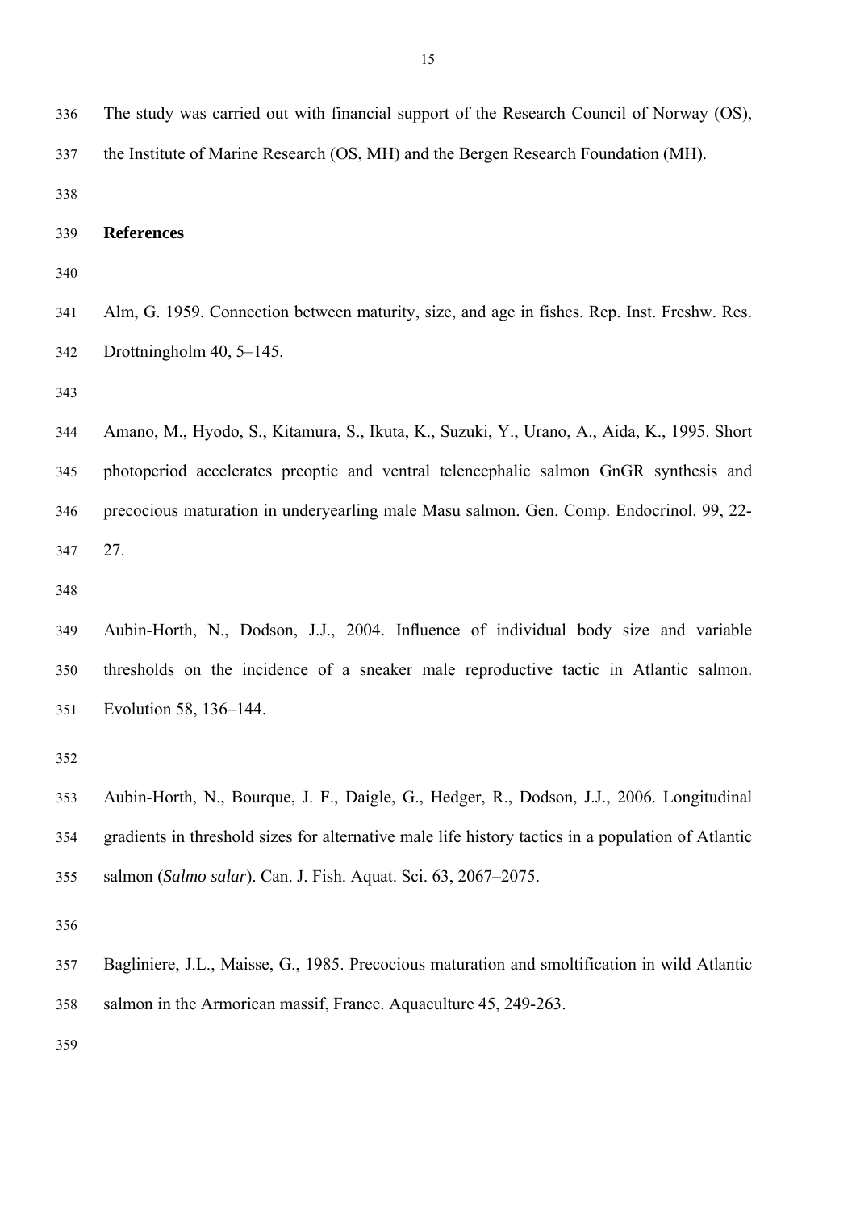The study was carried out with financial support of the Research Council of Norway (OS), the Institute of Marine Research (OS, MH) and the Bergen Research Foundation (MH).

## References

Alm, G. 1959. Connection between maturity, size, and age in fishes. Rep. Inst. Freshw. Res. Drottningholm 40, 5–145.

Amano, M., Hyodo, S., Kitamura, S., Ikuta, K., Suzuki, Y., Urano, A., Aida, K., 1995. Short photoperiod accelerates preoptic and ventral telencephalic salmon GnGR synthesis and precocious maturation in underyearling male Masu salmon. Gen. Comp. Endocrinol. 99, 22-27.

Aubin-Horth, N., Dodson, J.J., 2004. Influence of individual body size and variable thresholds on the incidence of a sneaker male reproductive tactic in Atlantic salmon. Evolution 58, 136–144.

Aubin-Horth, N., Bourque, J. F., Daigle, G., Hedger, R., Dodson, J.J., 2006. Longitudinal gradients in threshold sizes for alternative male life history tactics in a population of Atlantic salmon (*Salmo salar*). Can. J. Fish. Aquat. Sci. 63, 2067–2075.

Bagliniere, J.L., Maisse, G., 1985. Precocious maturation and smoltification in wild Atlantic salmon in the Armorican massif, France. Aquaculture 45, 249-263.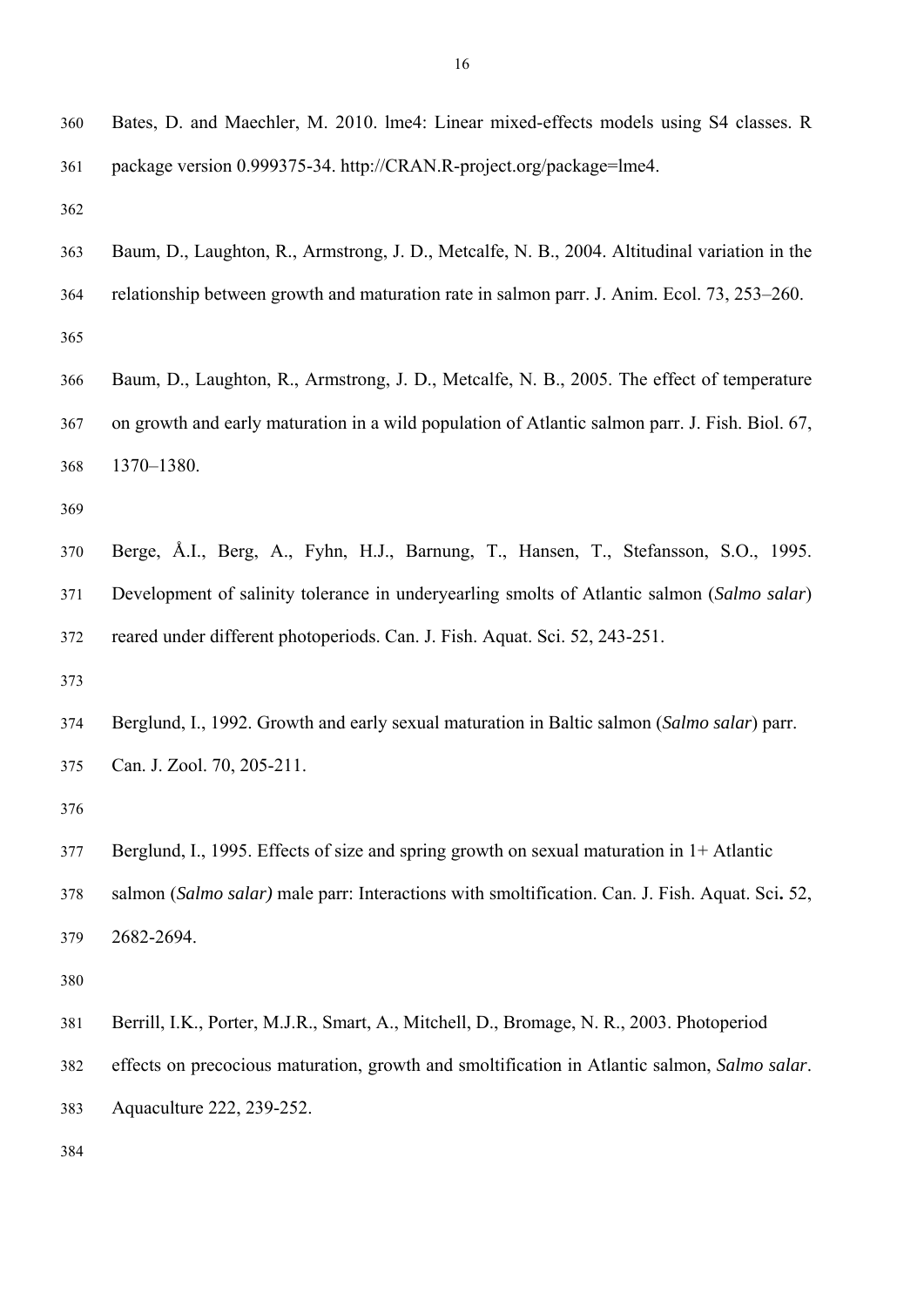Bates, D. and Maechler, M. 2010. lme4: Linear mixed-effects models using S4 classes. R package version 0.999375-34. http://CRAN.R-project.org/package=lme4.

Baum, D., Laughton, R., Armstrong, J. D., Metcalfe, N. B., 2004. Altitudinal variation in the relationship between growth and maturation rate in salmon parr. J. Anim. Ecol. 73, 253–260.

Baum, D., Laughton, R., Armstrong, J. D., Metcalfe, N. B., 2005. The effect of temperature on growth and early maturation in a wild population of Atlantic salmon parr. J. Fish. Biol. 67, 1370–1380.

Berge, Å.I., Berg, A., Fyhn, H.J., Barnung, T., Hansen, T., Stefansson, S.O., 1995. Development of salinity tolerance in underyearling smolts of Atlantic salmon (*Salmo salar*) reared under different photoperiods. Can. J. Fish. Aquat. Sci. 52, 243-251.

Berglund, I., 1992. Growth and early sexual maturation in Baltic salmon (*Salmo salar*) parr. Can. J. Zool. 70, 205-211.

Berglund, I., 1995. Effects of size and spring growth on sexual maturation in 1+ Atlantic salmon (*Salmo salar)* male parr: Interactions with smoltification. Can. J. Fish. Aquat. Sci**.** 52, 2682-2694.

Berrill, I.K., Porter, M.J.R., Smart, A., Mitchell, D., Bromage, N. R., 2003. Photoperiod effects on precocious maturation, growth and smoltification in Atlantic salmon, *Salmo salar*. Aquaculture 222, 239-252.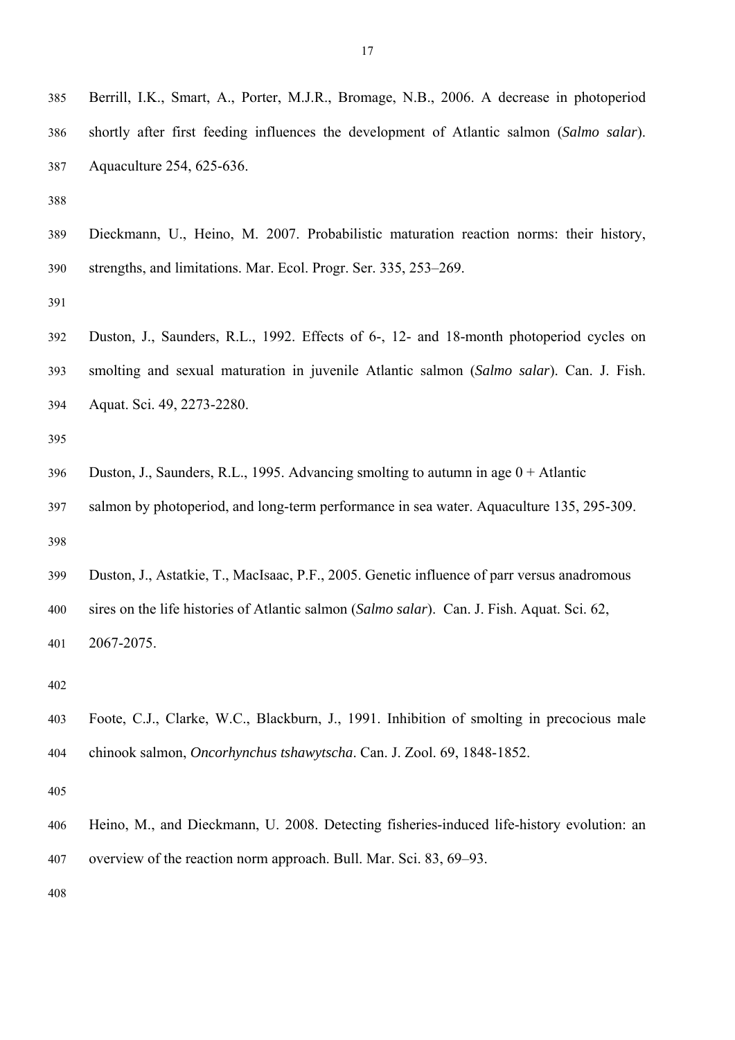Berrill, I.K., Smart, A., Porter, M.J.R., Bromage, N.B., 2006. A decrease in photoperiod shortly after first feeding influences the development of Atlantic salmon (*Salmo salar*). Aquaculture 254, 625-636.

Dieckmann, U., Heino, M. 2007. Probabilistic maturation reaction norms: their history, strengths, and limitations. Mar. Ecol. Progr. Ser. 335, 253–269.

Duston, J., Saunders, R.L., 1992. Effects of 6-, 12- and 18-month photoperiod cycles on smolting and sexual maturation in juvenile Atlantic salmon (*Salmo salar*). Can. J. Fish. Aquat. Sci. 49, 2273-2280.

Duston, J., Saunders, R.L., 1995. Advancing smolting to autumn in age 0 + Atlantic salmon by photoperiod, and long-term performance in sea water. Aquaculture 135, 295-309.

Duston, J., Astatkie, T., MacIsaac, P.F., 2005. Genetic influence of parr versus anadromous sires on the life histories of Atlantic salmon (*Salmo salar*). Can. J. Fish. Aquat. Sci. 62, 2067-2075.

Foote, C.J., Clarke, W.C., Blackburn, J., 1991. Inhibition of smolting in precocious male chinook salmon, *Oncorhynchus tshawytscha*. Can. J. Zool. 69, 1848-1852.

Heino, M., and Dieckmann, U. 2008. Detecting fisheries-induced life-history evolution: an overview of the reaction norm approach. Bull. Mar. Sci. 83, 69–93.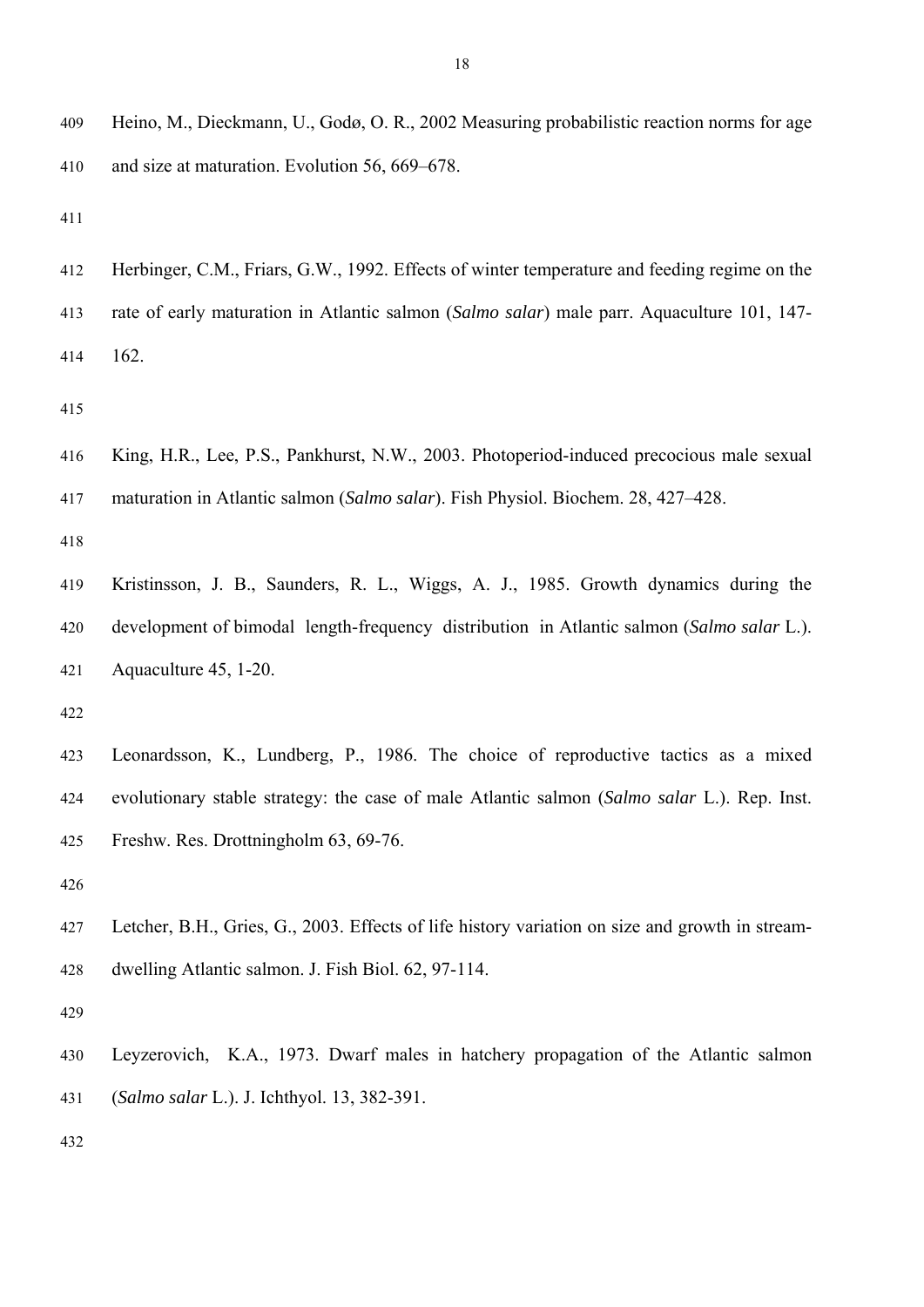Heino, M., Dieckmann, U., Godø, O. R., 2002 Measuring probabilistic reaction norms for age and size at maturation. Evolution 56, 669–678.

Herbinger, C.M., Friars, G.W., 1992. Effects of winter temperature and feeding regime on the rate of early maturation in Atlantic salmon (*Salmo salar*) male parr. Aquaculture 101, 147-162.

King, H.R., Lee, P.S., Pankhurst, N.W., 2003. Photoperiod-induced precocious male sexual maturation in Atlantic salmon (*Salmo salar*). Fish Physiol. Biochem. 28, 427–428.

Kristinsson, J. B., Saunders, R. L., Wiggs, A. J., 1985. Growth dynamics during the development of bimodal length-frequency distribution in Atlantic salmon (*Salmo salar* L.). Aquaculture 45, 1-20.

Leonardsson, K., Lundberg, P., 1986. The choice of reproductive tactics as a mixed evolutionary stable strategy: the case of male Atlantic salmon (*Salmo salar* L.). Rep. Inst. Freshw. Res. Drottningholm 63, 69-76.

Letcher, B.H., Gries, G., 2003. Effects of life history variation on size and growth in stream-dwelling Atlantic salmon. J. Fish Biol. 62, 97-114.

Leyzerovich, K.A., 1973. Dwarf males in hatchery propagation of the Atlantic salmon (*Salmo salar* L.). J. Ichthyol. 13, 382-391.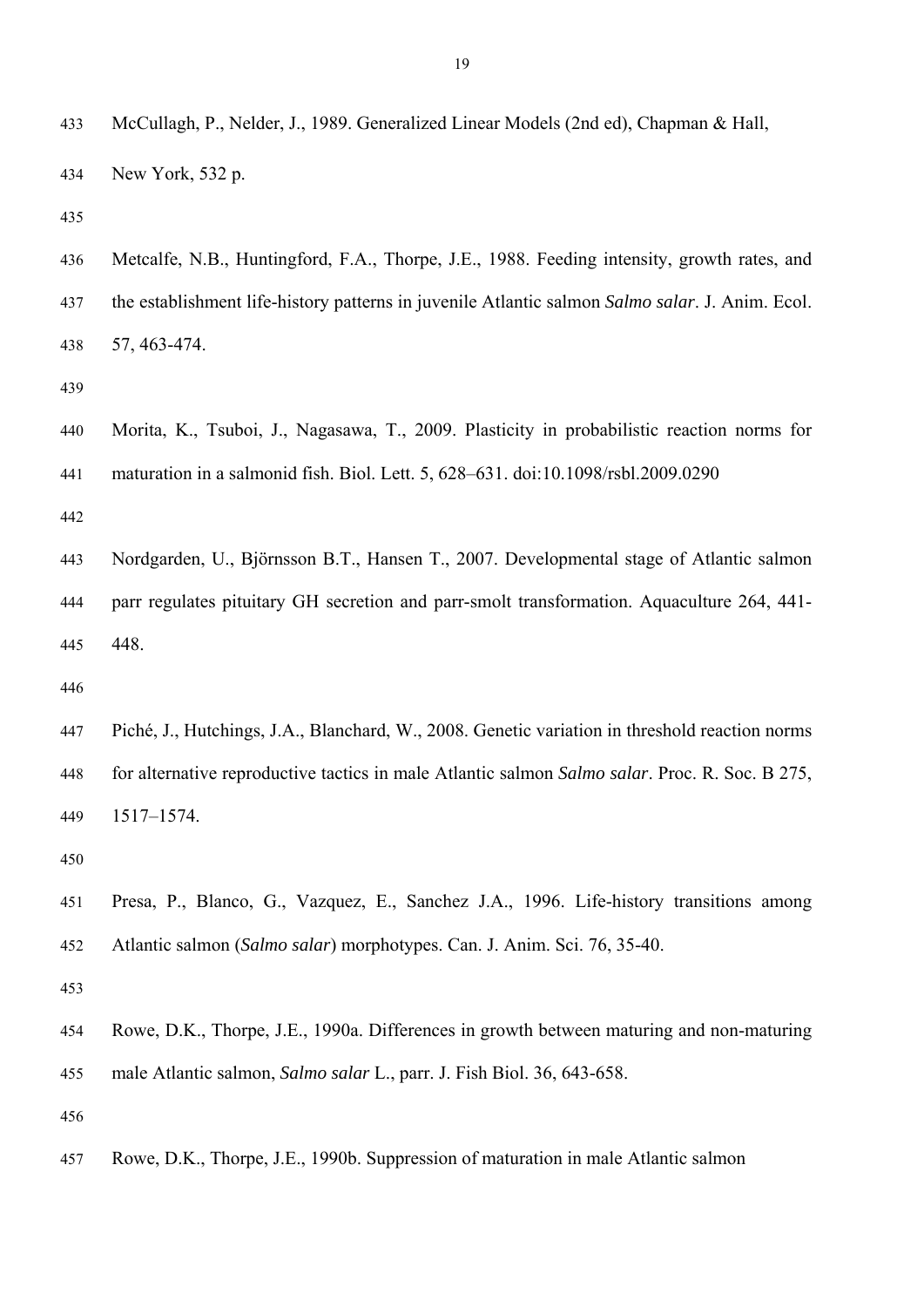McCullagh, P., Nelder, J., 1989. Generalized Linear Models (2nd ed), Chapman & Hall, New York, 532 p.

Metcalfe, N.B., Huntingford, F.A., Thorpe, J.E., 1988. Feeding intensity, growth rates, and the establishment life-history patterns in juvenile Atlantic salmon *Salmo salar*. J. Anim. Ecol. 57, 463-474.

Morita, K., Tsuboi, J., Nagasawa, T., 2009. Plasticity in probabilistic reaction norms for maturation in a salmonid fish. Biol. Lett. 5, 628–631. doi:10.1098/rsbl.2009.0290

Nordgarden, U., Björnsson B.T., Hansen T., 2007. Developmental stage of Atlantic salmon parr regulates pituitary GH secretion and parr-smolt transformation. Aquaculture 264, 441-448.

Piché, J., Hutchings, J.A., Blanchard, W., 2008. Genetic variation in threshold reaction norms for alternative reproductive tactics in male Atlantic salmon *Salmo salar*. Proc. R. Soc. B 275, 1517–1574.

Presa, P., Blanco, G., Vazquez, E., Sanchez J.A., 1996. Life-history transitions among Atlantic salmon (*Salmo salar*) morphotypes. Can. J. Anim. Sci. 76, 35-40.

Rowe, D.K., Thorpe, J.E., 1990a. Differences in growth between maturing and non-maturing male Atlantic salmon, *Salmo salar* L., parr. J. Fish Biol. 36, 643-658.

Rowe, D.K., Thorpe, J.E., 1990b. Suppression of maturation in male Atlantic salmon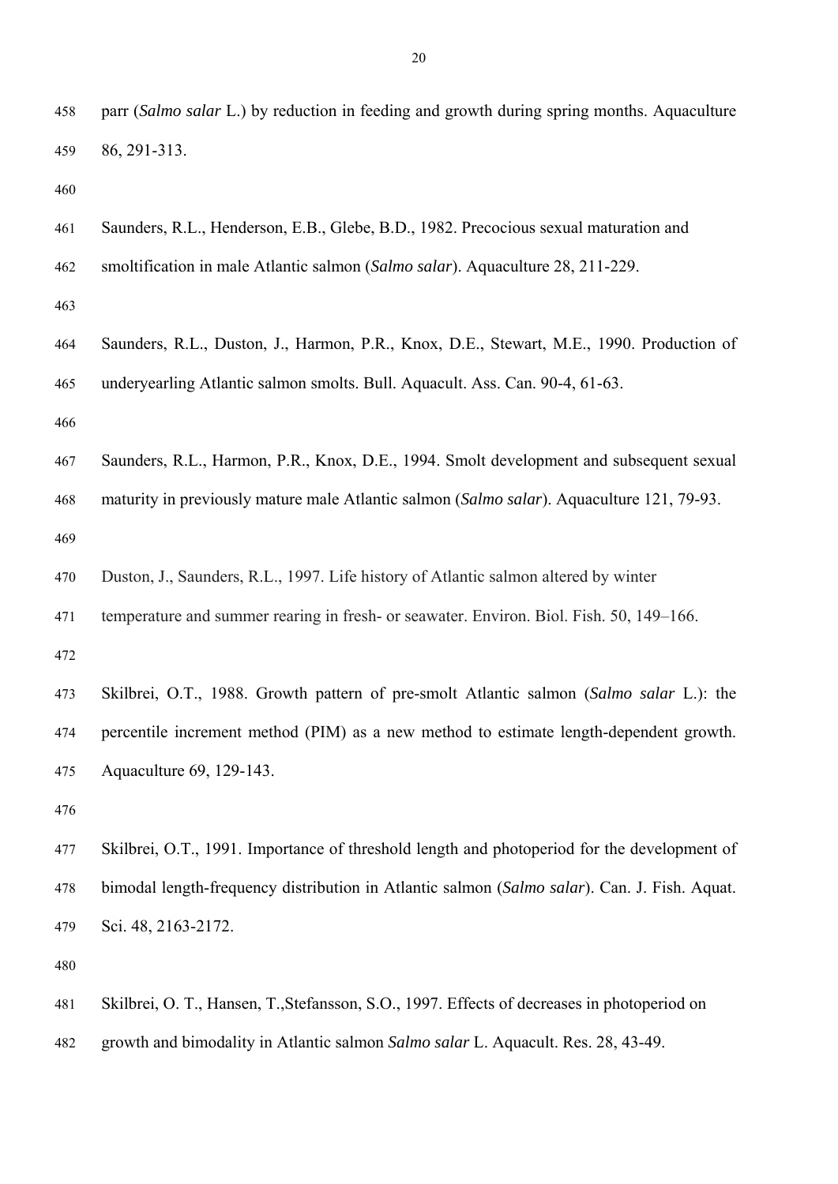parr (*Salmo salar* L.) by reduction in feeding and growth during spring months. Aquaculture 86, 291-313.

Saunders, R.L., Henderson, E.B., Glebe, B.D., 1982. Precocious sexual maturation and smoltification in male Atlantic salmon (*Salmo salar*). Aquaculture 28, 211-229.

Saunders, R.L., Duston, J., Harmon, P.R., Knox, D.E., Stewart, M.E., 1990. Production of underyearling Atlantic salmon smolts. Bull. Aquacult. Ass. Can. 90-4, 61-63.

Saunders, R.L., Harmon, P.R., Knox, D.E., 1994. Smolt development and subsequent sexual maturity in previously mature male Atlantic salmon (*Salmo salar*). Aquaculture 121, 79-93.

Duston, J., Saunders, R.L., 1997. Life history of Atlantic salmon altered by winter temperature and summer rearing in fresh- or seawater. Environ. Biol. Fish. 50, 149–166.

Skilbrei, O.T., 1988. Growth pattern of pre-smolt Atlantic salmon (*Salmo salar* L.): the percentile increment method (PIM) as a new method to estimate length-dependent growth. Aquaculture 69, 129-143.

Skilbrei, O.T., 1991. Importance of threshold length and photoperiod for the development of bimodal length-frequency distribution in Atlantic salmon (*Salmo salar*). Can. J. Fish. Aquat. Sci. 48, 2163-2172.

Skilbrei, O. T., Hansen, T.,Stefansson, S.O., 1997. Effects of decreases in photoperiod on growth and bimodality in Atlantic salmon *Salmo salar* L. Aquacult. Res. 28, 43-49.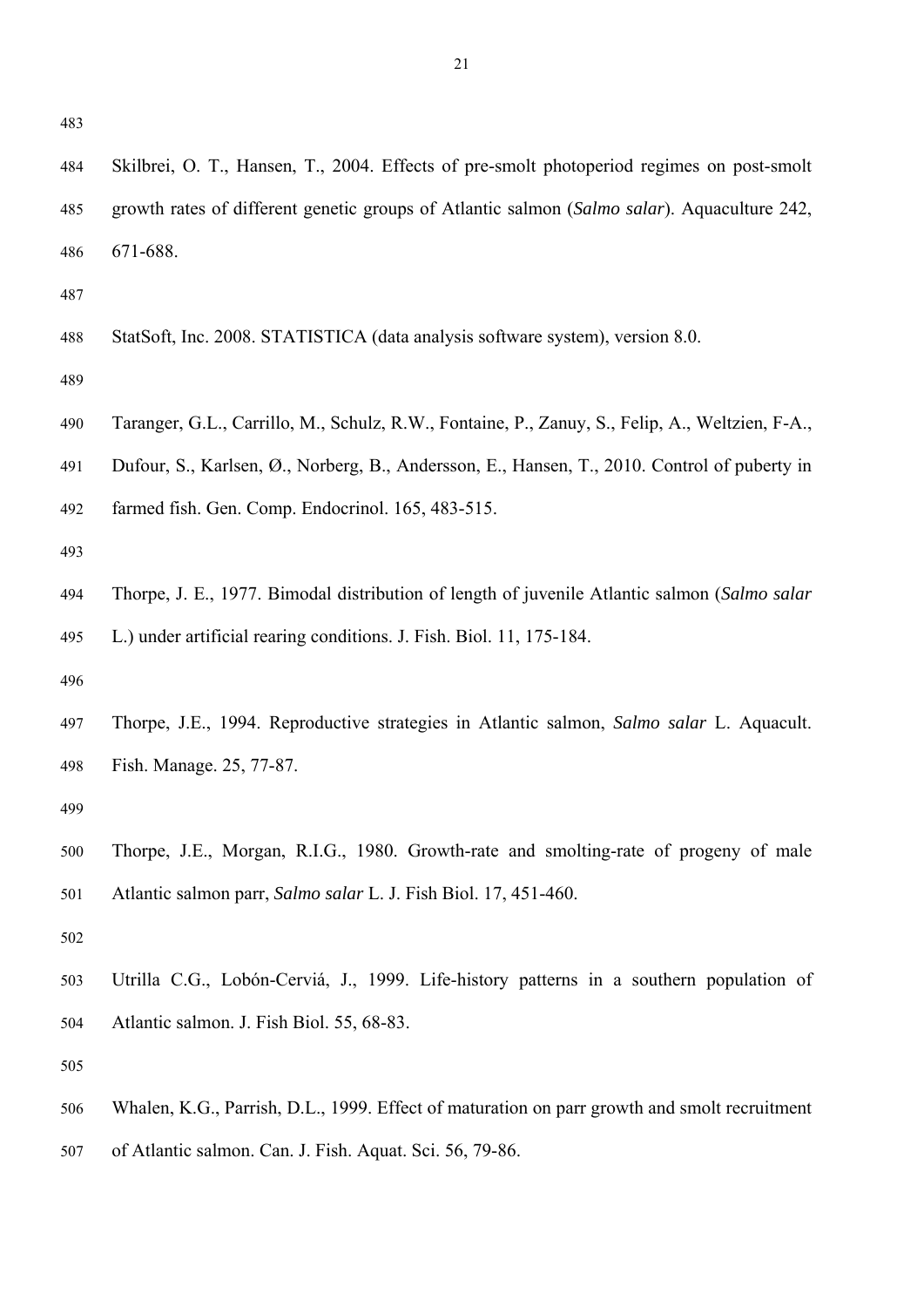Skilbrei, O. T., Hansen, T., 2004. Effects of pre-smolt photoperiod regimes on post-smolt growth rates of different genetic groups of Atlantic salmon (*Salmo salar*). Aquaculture 242, 671-688.

StatSoft, Inc. 2008. STATISTICA (data analysis software system), version 8.0.

Taranger, G.L., Carrillo, M., Schulz, R.W., Fontaine, P., Zanuy, S., Felip, A., Weltzien, F-A., Dufour, S., Karlsen, Ø., Norberg, B., Andersson, E., Hansen, T., 2010. Control of puberty in farmed fish. Gen. Comp. Endocrinol. 165, 483-515.

Thorpe, J. E., 1977. Bimodal distribution of length of juvenile Atlantic salmon (*Salmo salar* L.) under artificial rearing conditions. J. Fish. Biol. 11, 175-184.

Thorpe, J.E., 1994. Reproductive strategies in Atlantic salmon, *Salmo salar* L. Aquacult. Fish. Manage. 25, 77-87.

Thorpe, J.E., Morgan, R.I.G., 1980. Growth-rate and smolting-rate of progeny of male Atlantic salmon parr, *Salmo salar* L. J. Fish Biol. 17, 451-460.

Utrilla C.G., Lobón-Cerviá, J., 1999. Life-history patterns in a southern population of Atlantic salmon. J. Fish Biol. 55, 68-83.

Whalen, K.G., Parrish, D.L., 1999. Effect of maturation on parr growth and smolt recruitment of Atlantic salmon. Can. J. Fish. Aquat. Sci. 56, 79-86.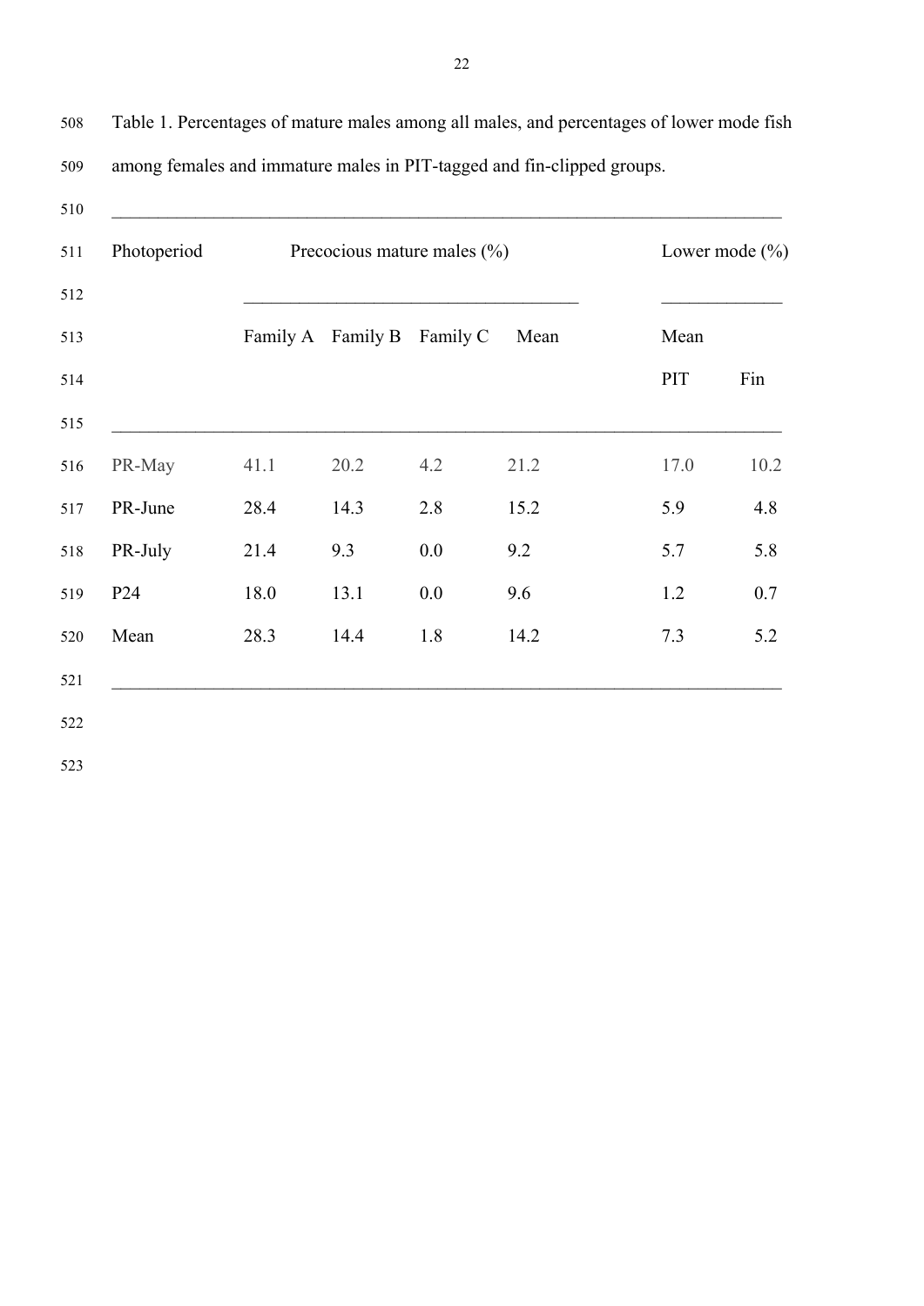Table 1. Percentages of mature males among all males, and percentages of lower mode fish among females and immature males in PIT-tagged and fin-clipped groups.

| Photoperiod | Precocious mature males (%) | | | | Lower mode (%) | |
|---|---|---|---|---|---|---|
| | Family A | Family B | Family C | Mean | Mean | |
| | | | | | PIT | Fin |
| PR-May | 41.1 | 20.2 | 4.2 | 21.2 | 17.0 | 10.2 |
| PR-June | 28.4 | 14.3 | 2.8 | 15.2 | 5.9 | 4.8 |
| PR-July | 21.4 | 9.3 | 0.0 | 9.2 | 5.7 | 5.8 |
| P24 | 18.0 | 13.1 | 0.0 | 9.6 | 1.2 | 0.7 |
| Mean | 28.3 | 14.4 | 1.8 | 14.2 | 7.3 | 5.2 |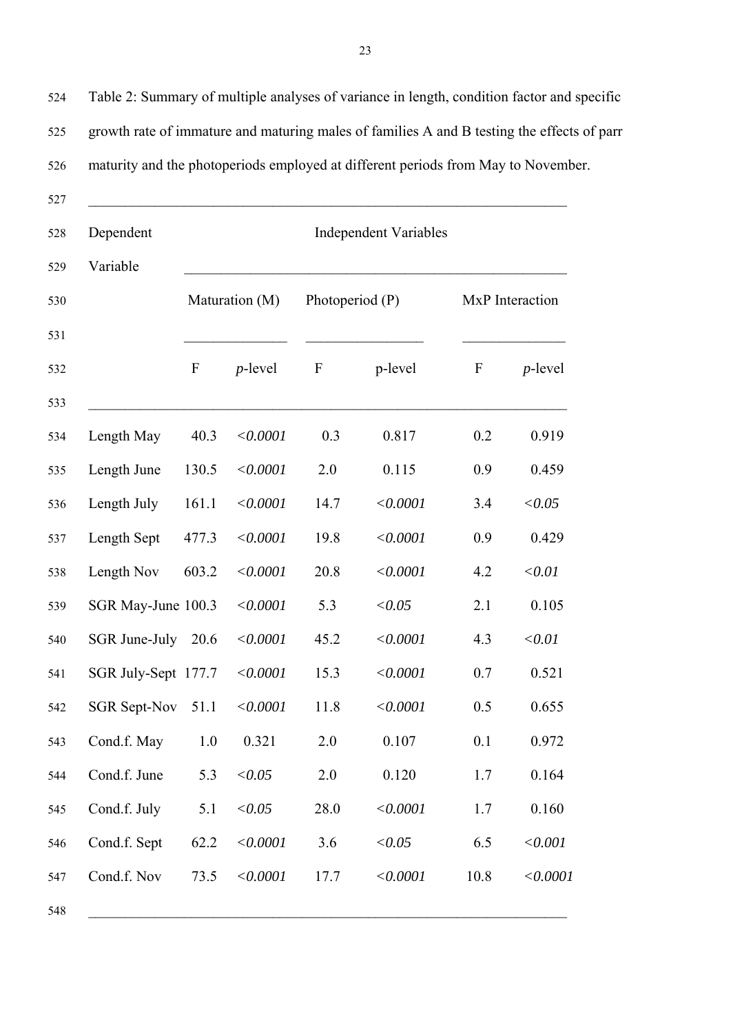Table 2: Summary of multiple analyses of variance in length, condition factor and specific growth rate of immature and maturing males of families A and B testing the effects of parr maturity and the photoperiods employed at different periods from May to November.

| Dependent Variable | Independent Variables | | | | | |
|---|---|---|---|---|---|---|
| | Maturation (M) | | Photoperiod (P) | | MxP Interaction | |
| | F | *p*-level | F | p-level | F | *p*-level |
| Length May | 40.3 | *<0.0001* | 0.3 | 0.817 | 0.2 | 0.919 |
| Length June | 130.5 | *<0.0001* | 2.0 | 0.115 | 0.9 | 0.459 |
| Length July | 161.1 | *<0.0001* | 14.7 | *<0.0001* | 3.4 | *<0.05* |
| Length Sept | 477.3 | *<0.0001* | 19.8 | *<0.0001* | 0.9 | 0.429 |
| Length Nov | 603.2 | *<0.0001* | 20.8 | *<0.0001* | 4.2 | *<0.01* |
| SGR May-June | 100.3 | *<0.0001* | 5.3 | *<0.05* | 2.1 | 0.105 |
| SGR June-July | 20.6 | *<0.0001* | 45.2 | *<0.0001* | 4.3 | *<0.01* |
| SGR July-Sept | 177.7 | *<0.0001* | 15.3 | *<0.0001* | 0.7 | 0.521 |
| SGR Sept-Nov | 51.1 | *<0.0001* | 11.8 | *<0.0001* | 0.5 | 0.655 |
| Cond.f. May | 1.0 | 0.321 | 2.0 | 0.107 | 0.1 | 0.972 |
| Cond.f. June | 5.3 | *<0.05* | 2.0 | 0.120 | 1.7 | 0.164 |
| Cond.f. July | 5.1 | *<0.05* | 28.0 | *<0.0001* | 1.7 | 0.160 |
| Cond.f. Sept | 62.2 | *<0.0001* | 3.6 | *<0.05* | 6.5 | *<0.001* |
| Cond.f. Nov | 73.5 | *<0.0001* | 17.7 | *<0.0001* | 10.8 | *<0.0001* |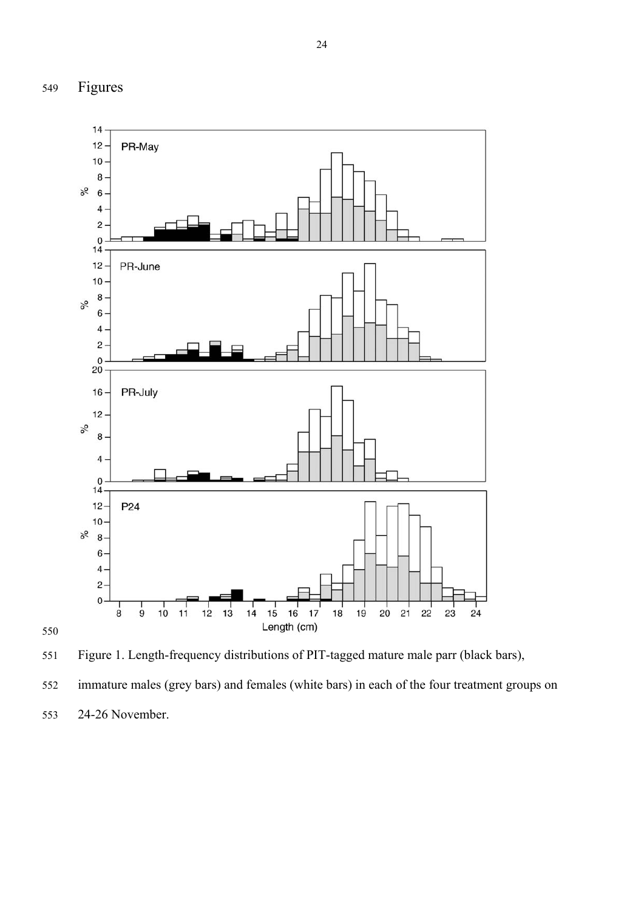# Figures

Figure 1. Length-frequency distributions of PIT-tagged mature male parr (black bars), immature males (grey bars) and females (white bars) in each of the four treatment groups on 24-26 November.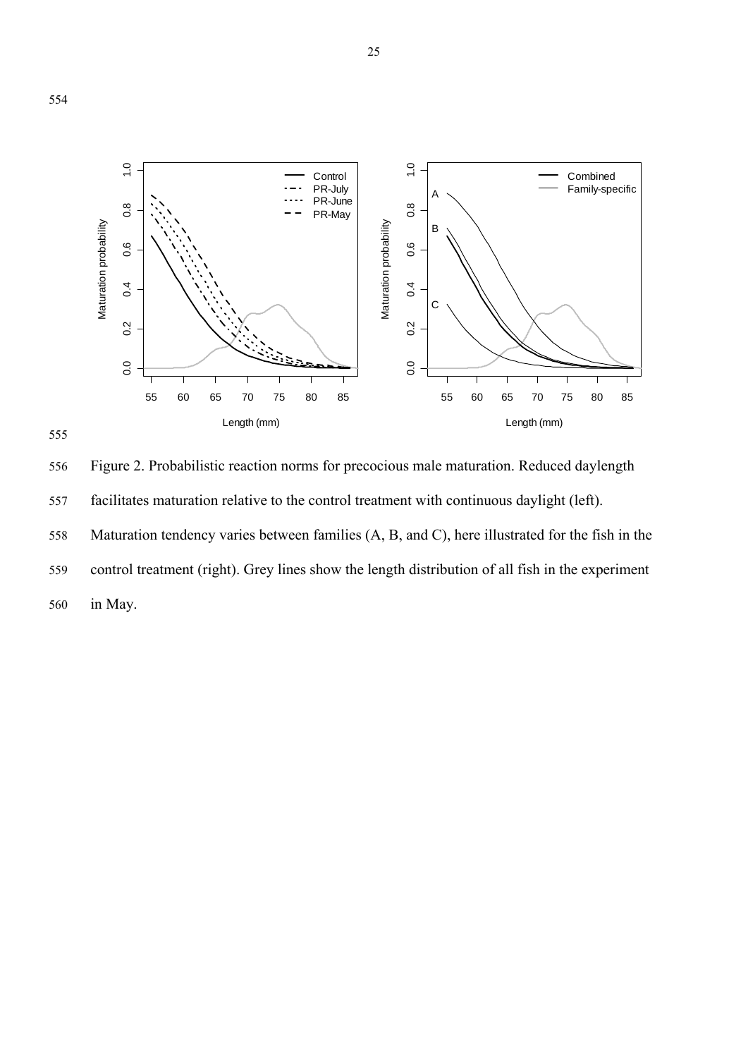Figure 2. Probabilistic reaction norms for precocious male maturation. Reduced daylength facilitates maturation relative to the control treatment with continuous daylight (left). Maturation tendency varies between families (A, B, and C), here illustrated for the fish in the control treatment (right). Grey lines show the length distribution of all fish in the experiment in May.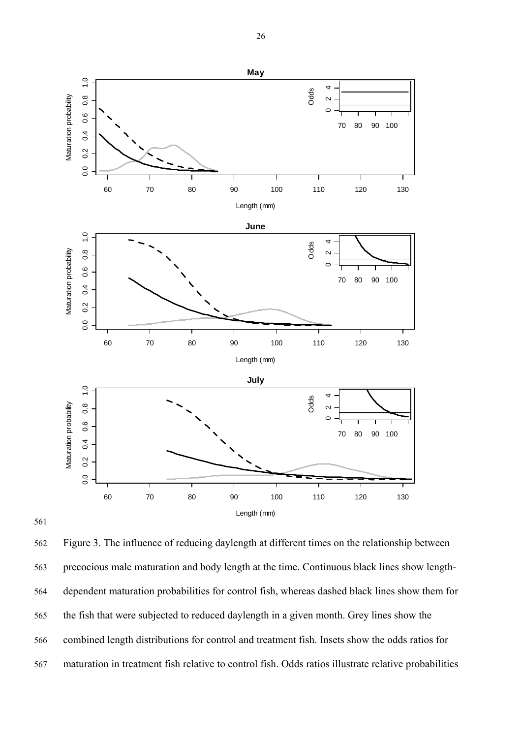Figure 3. The influence of reducing daylength at different times on the relationship between precocious male maturation and body length at the time. Continuous black lines show length-dependent maturation probabilities for control fish, whereas dashed black lines show them for the fish that were subjected to reduced daylength in a given month. Grey lines show the combined length distributions for control and treatment fish. Insets show the odds ratios for maturation in treatment fish relative to control fish. Odds ratios illustrate relative probabilities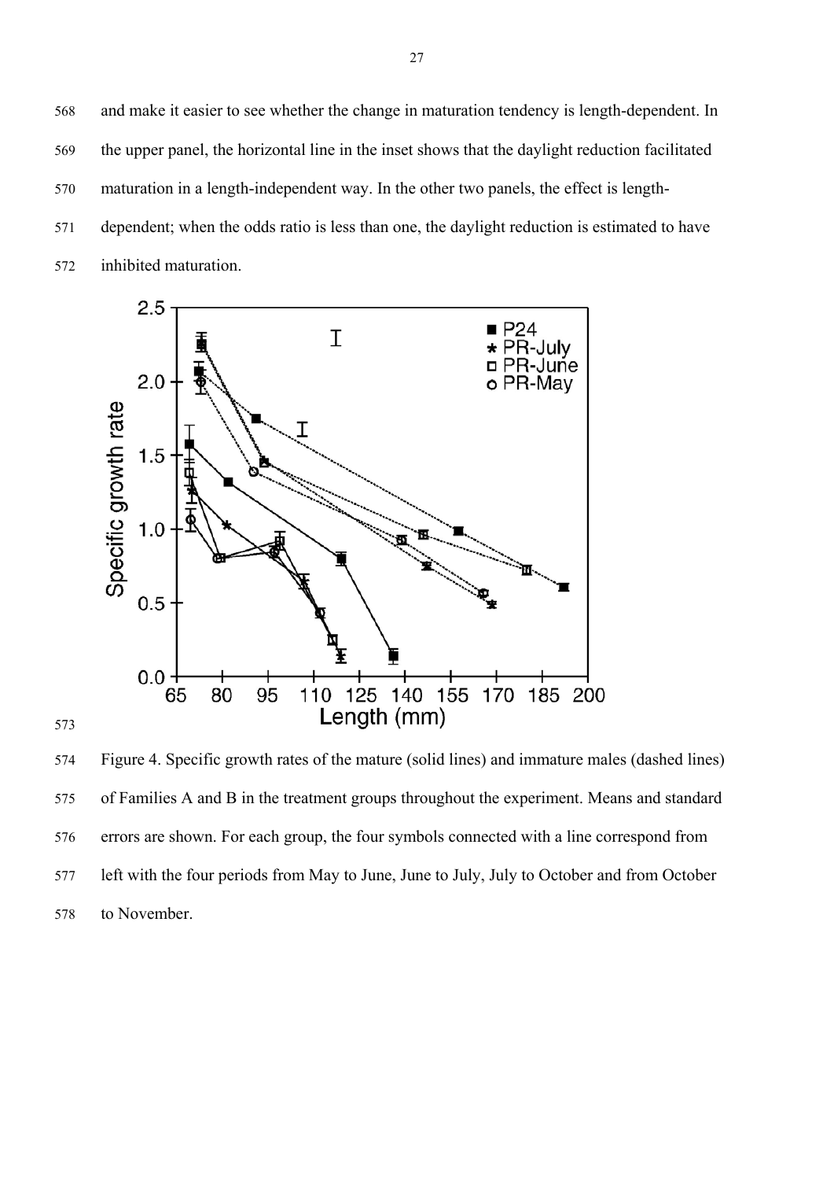and make it easier to see whether the change in maturation tendency is length-dependent. In the upper panel, the horizontal line in the inset shows that the daylight reduction facilitated maturation in a length-independent way. In the other two panels, the effect is length-dependent; when the odds ratio is less than one, the daylight reduction is estimated to have inhibited maturation.

Figure 4. Specific growth rates of the mature (solid lines) and immature males (dashed lines) of Families A and B in the treatment groups throughout the experiment. Means and standard errors are shown. For each group, the four symbols connected with a line correspond from left with the four periods from May to June, June to July, July to October and from October to November.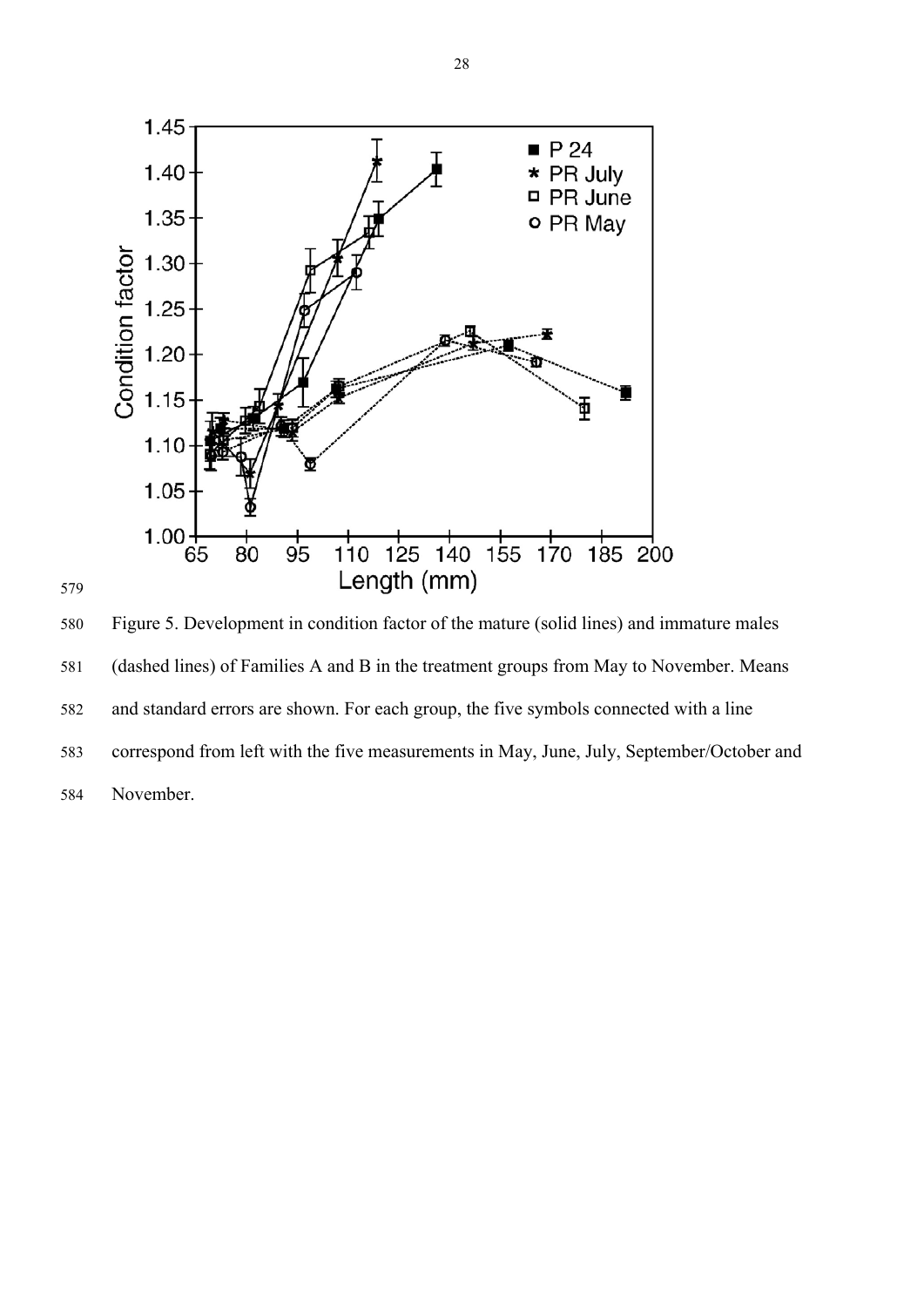Figure 5. Development in condition factor of the mature (solid lines) and immature males (dashed lines) of Families A and B in the treatment groups from May to November. Means and standard errors are shown. For each group, the five symbols connected with a line correspond from left with the five measurements in May, June, July, September/October and November.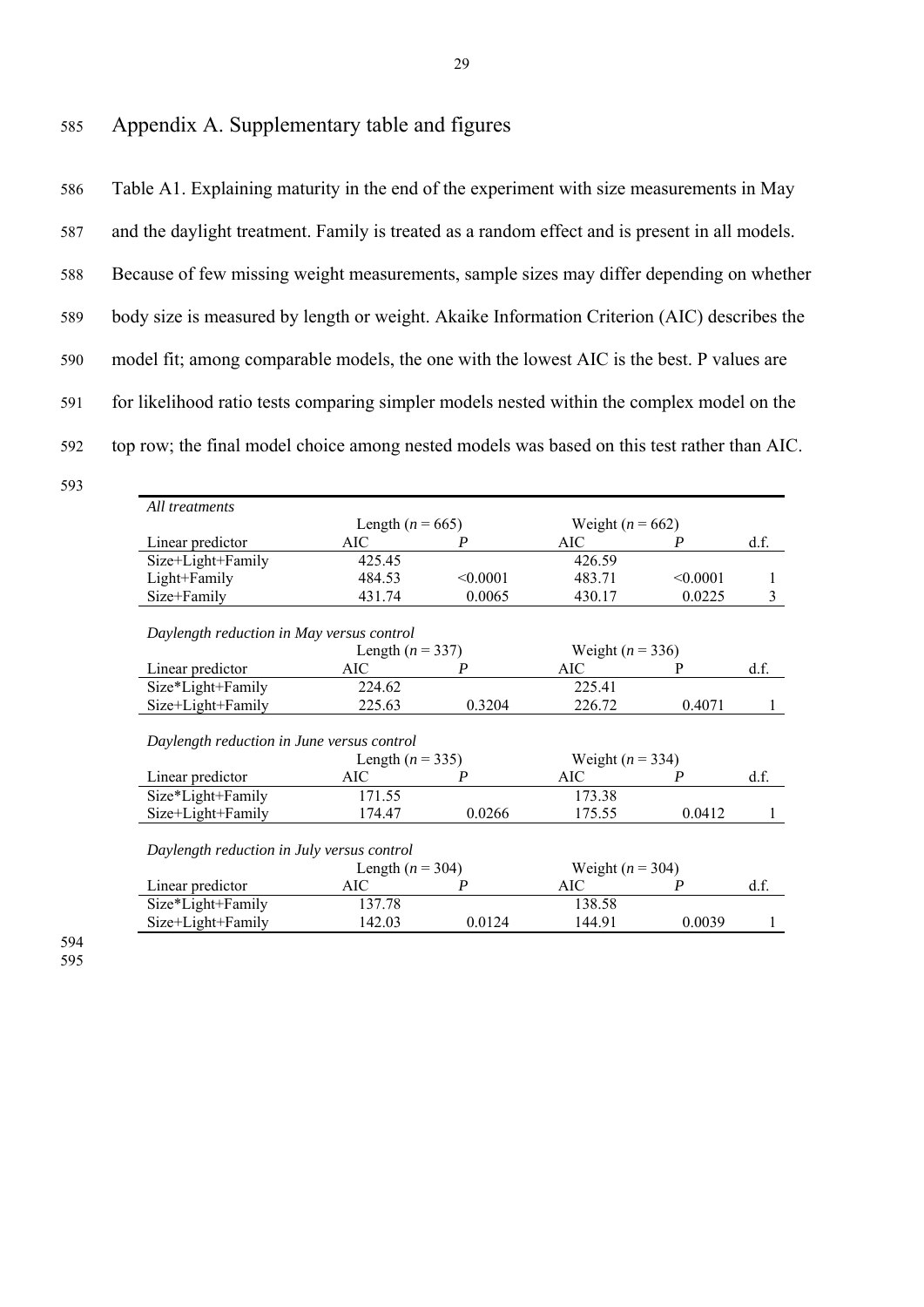# Appendix A. Supplementary table and figures

Table A1. Explaining maturity in the end of the experiment with size measurements in May and the daylight treatment. Family is treated as a random effect and is present in all models. Because of few missing weight measurements, sample sizes may differ depending on whether body size is measured by length or weight. Akaike Information Criterion (AIC) describes the model fit; among comparable models, the one with the lowest AIC is the best. P values are for likelihood ratio tests comparing simpler models nested within the complex model on the top row; the final model choice among nested models was based on this test rather than AIC.

| *All treatments* | | | | | |
|---|---|---|---|---|---|
| | Length ($n$ = 665) | | Weight ($n$ = 662) | | |
| Linear predictor | AIC | $P$ | AIC | $P$ | d.f. |
| Size+Light+Family | 425.45 | | 426.59 | | |
| Light+Family | 484.53 | <0.0001 | 483.71 | <0.0001 | 1 |
| Size+Family | 431.74 | 0.0065 | 430.17 | 0.0225 | 3 |

| *Daylength reduction in May versus control* | | | | | |
|---|---|---|---|---|---|
| | Length ($n$ = 337) | | Weight ($n$ = 336) | | |
| Linear predictor | AIC | $P$ | AIC | P | d.f. |
| Size*Light+Family | 224.62 | | 225.41 | | |
| Size+Light+Family | 225.63 | 0.3204 | 226.72 | 0.4071 | 1 |

| *Daylength reduction in June versus control* | | | | | |
|---|---|---|---|---|---|
| | Length ($n$ = 335) | | Weight ($n$ = 334) | | |
| Linear predictor | AIC | $P$ | AIC | $P$ | d.f. |
| Size*Light+Family | 171.55 | | 173.38 | | |
| Size+Light+Family | 174.47 | 0.0266 | 175.55 | 0.0412 | 1 |

| *Daylength reduction in July versus control* | | | | | |
|---|---|---|---|---|---|
| | Length ($n$ = 304) | | Weight ($n$ = 304) | | |
| Linear predictor | AIC | $P$ | AIC | $P$ | d.f. |
| Size*Light+Family | 137.78 | | 138.58 | | |
| Size+Light+Family | 142.03 | 0.0124 | 144.91 | 0.0039 | 1 |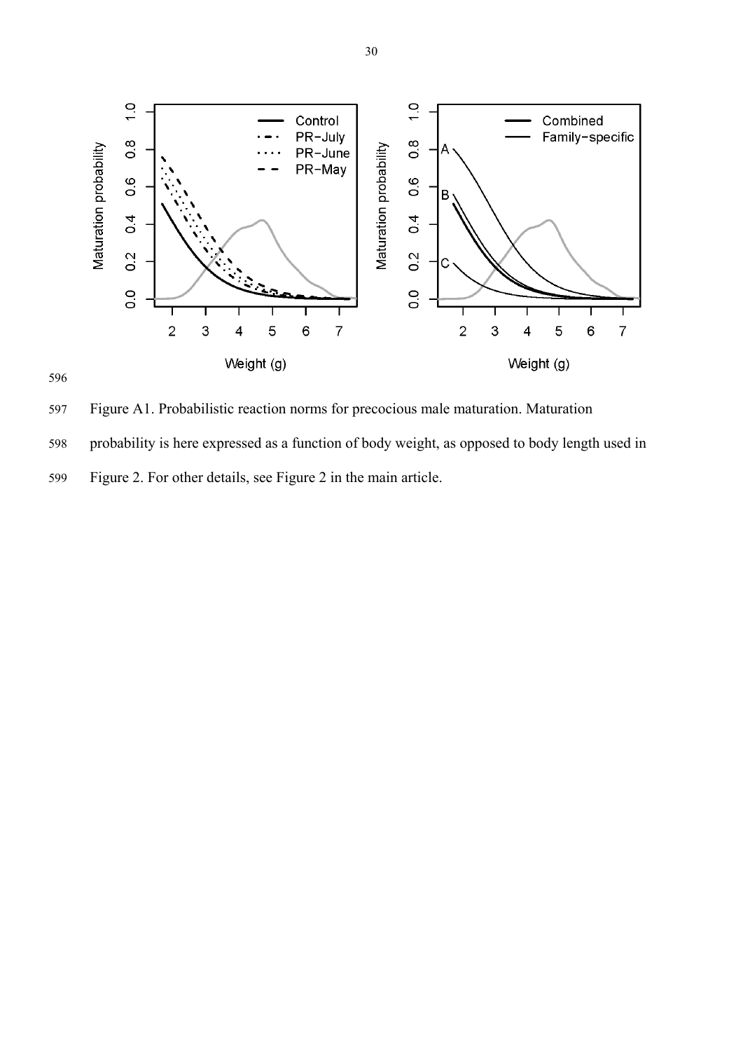Figure A1. Probabilistic reaction norms for precocious male maturation. Maturation probability is here expressed as a function of body weight, as opposed to body length used in Figure 2. For other details, see Figure 2 in the main article.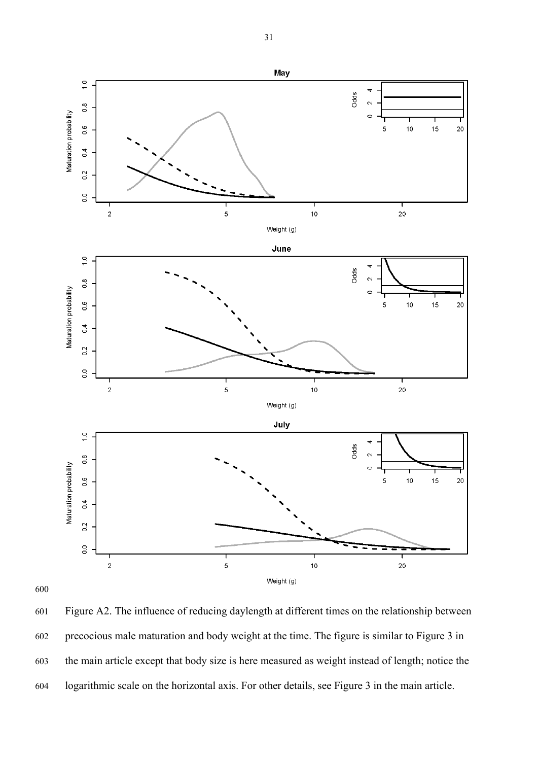May

Maturation probability

0.0 0.2 0.4 0.6 0.8 1.0

Weight (g)

2 5 10 20

Odds

0 2 4

5 10 15 20

June

Maturation probability

0.0 0.2 0.4 0.6 0.8 1.0

Weight (g)

2 5 10 20

Odds

0 2 4

5 10 15 20

July

Maturation probability

0.0 0.2 0.4 0.6 0.8 1.0

Weight (g)

2 5 10 20

Odds

0 2 4

5 10 15 20

Figure A2. The influence of reducing daylength at different times on the relationship between precocious male maturation and body weight at the time. The figure is similar to Figure 3 in the main article except that body size is here measured as weight instead of length; notice the logarithmic scale on the horizontal axis. For other details, see Figure 3 in the main article.